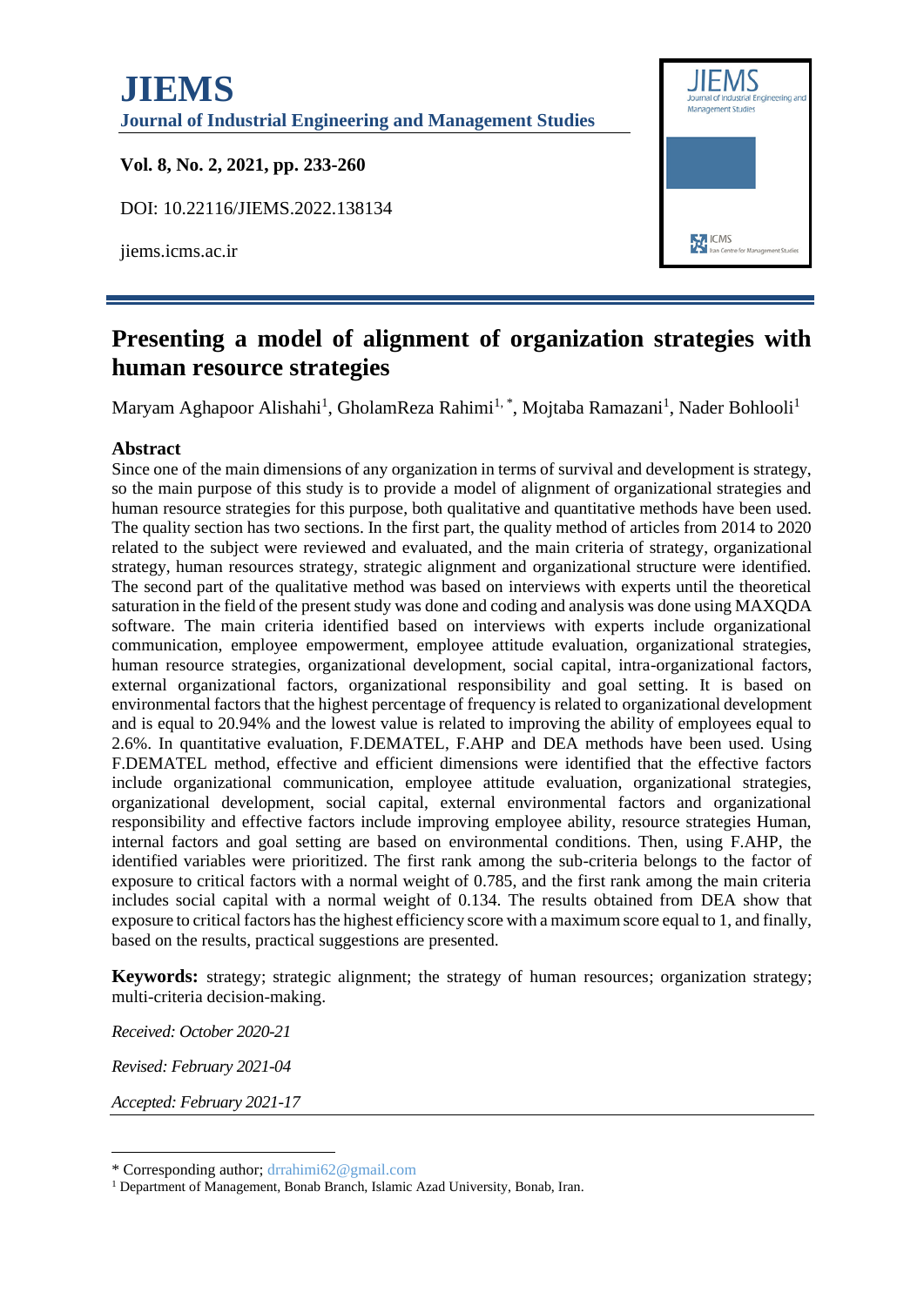# Presenting a model of alignment of organization strategies with human resource strategies

Maryam Aghapoor Alishahi[1], GholamReza Rahimi[1,*], Mojtaba Ramazani[1], Nader Bohlooli[1]

## Abstract

Since one of the main dimensions of any organization in terms of survival and development is strategy, so the main purpose of this study is to provide a model of alignment of organizational strategies and human resource strategies for this purpose, both qualitative and quantitative methods have been used. The quality section has two sections. In the first part, the quality method of articles from 2014 to 2020 related to the subject were reviewed and evaluated, and the main criteria of strategy, organizational strategy, human resources strategy, strategic alignment and organizational structure were identified. The second part of the qualitative method was based on interviews with experts until the theoretical saturation in the field of the present study was done and coding and analysis was done using MAXQDA software. The main criteria identified based on interviews with experts include organizational communication, employee empowerment, employee attitude evaluation, organizational strategies, human resource strategies, organizational development, social capital, intra-organizational factors, external organizational factors, organizational responsibility and goal setting. It is based on environmental factors that the highest percentage of frequency is related to organizational development and is equal to 20.94% and the lowest value is related to improving the ability of employees equal to 2.6%. In quantitative evaluation, F.DEMATEL, F.AHP and DEA methods have been used. Using F.DEMATEL method, effective and efficient dimensions were identified that the effective factors include organizational communication, employee attitude evaluation, organizational strategies, organizational development, social capital, external environmental factors and organizational responsibility and effective factors include improving employee ability, resource strategies Human, internal factors and goal setting are based on environmental conditions. Then, using F.AHP, the identified variables were prioritized. The first rank among the sub-criteria belongs to the factor of exposure to critical factors with a normal weight of 0.785, and the first rank among the main criteria includes social capital with a normal weight of 0.134. The results obtained from DEA show that exposure to critical factors has the highest efficiency score with a maximum score equal to 1, and finally, based on the results, practical suggestions are presented.

**Keywords:** strategy; strategic alignment; the strategy of human resources; organization strategy; multi-criteria decision-making.

*Received: October 2020-21*

*Revised: February 2021-04*

*Accepted: February 2021-17*

---

\* Corresponding author; drrahimi62@gmail.com

[1] Department of Management, Bonab Branch, Islamic Azad University, Bonab, Iran.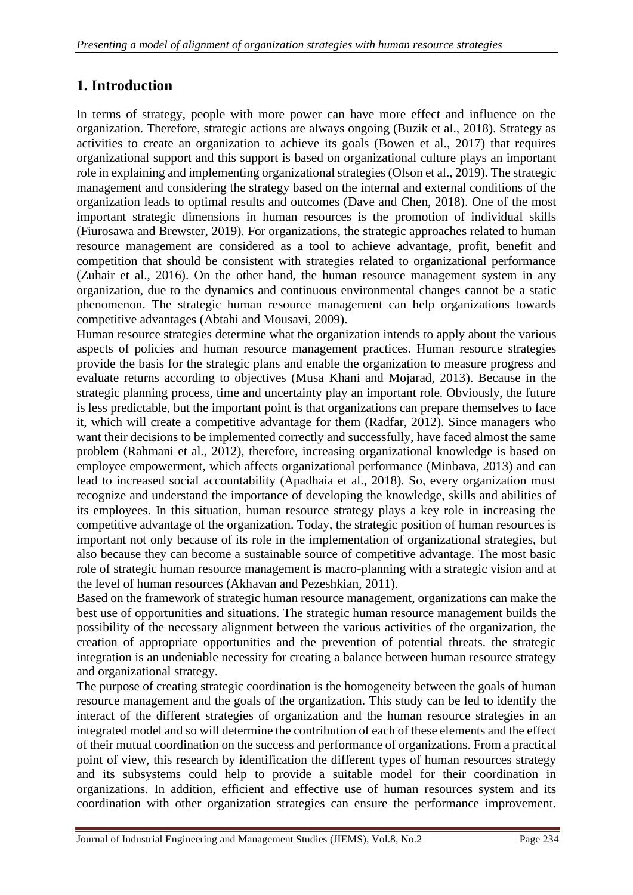## 1. Introduction

In terms of strategy, people with more power can have more effect and influence on the organization. Therefore, strategic actions are always ongoing (Buzik et al., 2018). Strategy as activities to create an organization to achieve its goals (Bowen et al., 2017) that requires organizational support and this support is based on organizational culture plays an important role in explaining and implementing organizational strategies (Olson et al., 2019). The strategic management and considering the strategy based on the internal and external conditions of the organization leads to optimal results and outcomes (Dave and Chen, 2018). One of the most important strategic dimensions in human resources is the promotion of individual skills (Fiurosawa and Brewster, 2019). For organizations, the strategic approaches related to human resource management are considered as a tool to achieve advantage, profit, benefit and competition that should be consistent with strategies related to organizational performance (Zuhair et al., 2016). On the other hand, the human resource management system in any organization, due to the dynamics and continuous environmental changes cannot be a static phenomenon. The strategic human resource management can help organizations towards competitive advantages (Abtahi and Mousavi, 2009).

Human resource strategies determine what the organization intends to apply about the various aspects of policies and human resource management practices. Human resource strategies provide the basis for the strategic plans and enable the organization to measure progress and evaluate returns according to objectives (Musa Khani and Mojarad, 2013). Because in the strategic planning process, time and uncertainty play an important role. Obviously, the future is less predictable, but the important point is that organizations can prepare themselves to face it, which will create a competitive advantage for them (Radfar, 2012). Since managers who want their decisions to be implemented correctly and successfully, have faced almost the same problem (Rahmani et al., 2012), therefore, increasing organizational knowledge is based on employee empowerment, which affects organizational performance (Minbava, 2013) and can lead to increased social accountability (Apadhaia et al., 2018). So, every organization must recognize and understand the importance of developing the knowledge, skills and abilities of its employees. In this situation, human resource strategy plays a key role in increasing the competitive advantage of the organization. Today, the strategic position of human resources is important not only because of its role in the implementation of organizational strategies, but also because they can become a sustainable source of competitive advantage. The most basic role of strategic human resource management is macro-planning with a strategic vision and at the level of human resources (Akhavan and Pezeshkian, 2011).

Based on the framework of strategic human resource management, organizations can make the best use of opportunities and situations. The strategic human resource management builds the possibility of the necessary alignment between the various activities of the organization, the creation of appropriate opportunities and the prevention of potential threats. the strategic integration is an undeniable necessity for creating a balance between human resource strategy and organizational strategy.

The purpose of creating strategic coordination is the homogeneity between the goals of human resource management and the goals of the organization. This study can be led to identify the interact of the different strategies of organization and the human resource strategies in an integrated model and so will determine the contribution of each of these elements and the effect of their mutual coordination on the success and performance of organizations. From a practical point of view, this research by identification the different types of human resources strategy and its subsystems could help to provide a suitable model for their coordination in organizations. In addition, efficient and effective use of human resources system and its coordination with other organization strategies can ensure the performance improvement.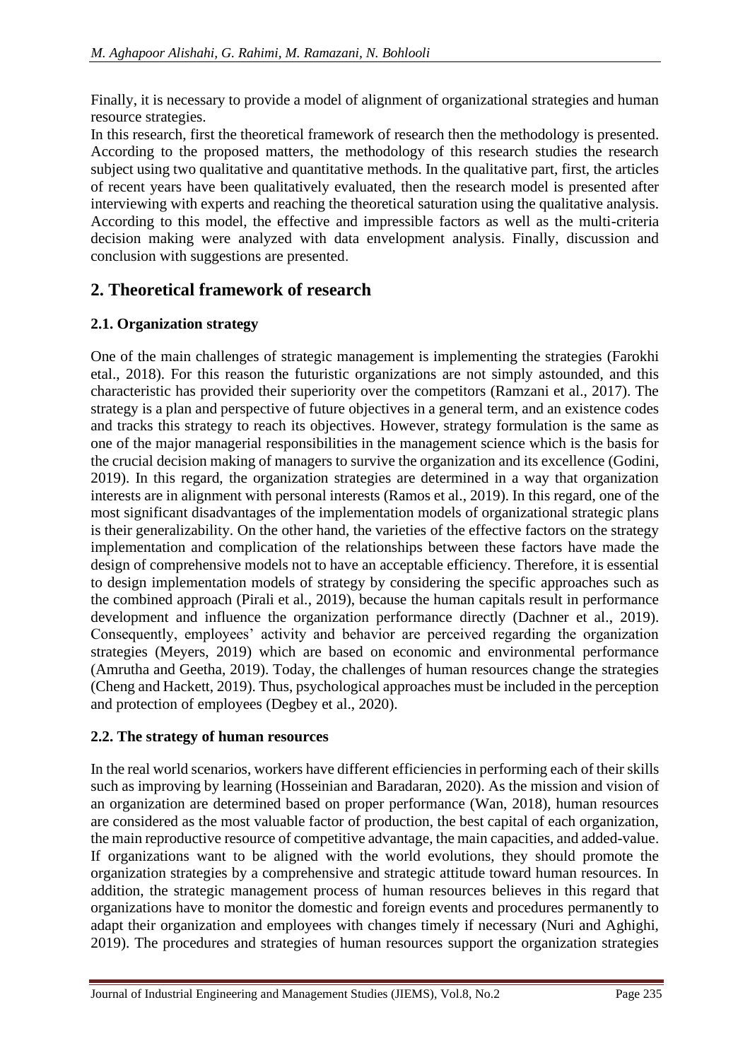Finally, it is necessary to provide a model of alignment of organizational strategies and human resource strategies.

In this research, first the theoretical framework of research then the methodology is presented. According to the proposed matters, the methodology of this research studies the research subject using two qualitative and quantitative methods. In the qualitative part, first, the articles of recent years have been qualitatively evaluated, then the research model is presented after interviewing with experts and reaching the theoretical saturation using the qualitative analysis. According to this model, the effective and impressible factors as well as the multi-criteria decision making were analyzed with data envelopment analysis. Finally, discussion and conclusion with suggestions are presented.

## 2. Theoretical framework of research

### 2.1. Organization strategy

One of the main challenges of strategic management is implementing the strategies (Farokhi etal., 2018). For this reason the futuristic organizations are not simply astounded, and this characteristic has provided their superiority over the competitors (Ramzani et al., 2017). The strategy is a plan and perspective of future objectives in a general term, and an existence codes and tracks this strategy to reach its objectives. However, strategy formulation is the same as one of the major managerial responsibilities in the management science which is the basis for the crucial decision making of managers to survive the organization and its excellence (Godini, 2019). In this regard, the organization strategies are determined in a way that organization interests are in alignment with personal interests (Ramos et al., 2019). In this regard, one of the most significant disadvantages of the implementation models of organizational strategic plans is their generalizability. On the other hand, the varieties of the effective factors on the strategy implementation and complication of the relationships between these factors have made the design of comprehensive models not to have an acceptable efficiency. Therefore, it is essential to design implementation models of strategy by considering the specific approaches such as the combined approach (Pirali et al., 2019), because the human capitals result in performance development and influence the organization performance directly (Dachner et al., 2019). Consequently, employees' activity and behavior are perceived regarding the organization strategies (Meyers, 2019) which are based on economic and environmental performance (Amrutha and Geetha, 2019). Today, the challenges of human resources change the strategies (Cheng and Hackett, 2019). Thus, psychological approaches must be included in the perception and protection of employees (Degbey et al., 2020).

### 2.2. The strategy of human resources

In the real world scenarios, workers have different efficiencies in performing each of their skills such as improving by learning (Hosseinian and Baradaran, 2020). As the mission and vision of an organization are determined based on proper performance (Wan, 2018), human resources are considered as the most valuable factor of production, the best capital of each organization, the main reproductive resource of competitive advantage, the main capacities, and added-value. If organizations want to be aligned with the world evolutions, they should promote the organization strategies by a comprehensive and strategic attitude toward human resources. In addition, the strategic management process of human resources believes in this regard that organizations have to monitor the domestic and foreign events and procedures permanently to adapt their organization and employees with changes timely if necessary (Nuri and Aghighi, 2019). The procedures and strategies of human resources support the organization strategies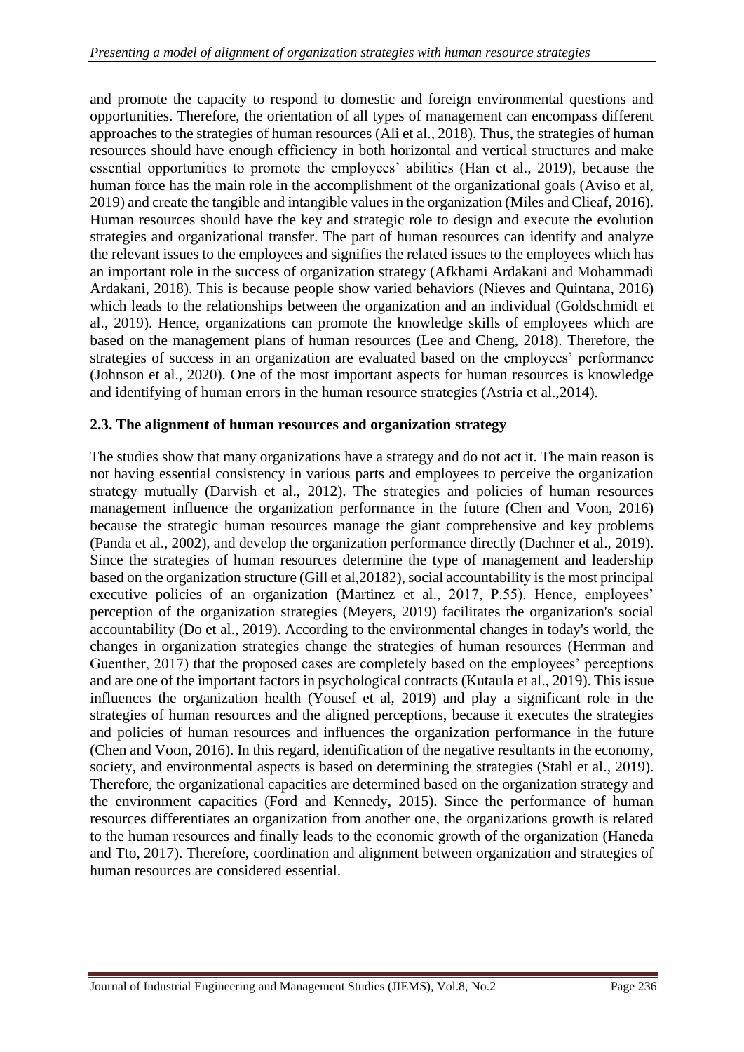and promote the capacity to respond to domestic and foreign environmental questions and opportunities. Therefore, the orientation of all types of management can encompass different approaches to the strategies of human resources (Ali et al., 2018). Thus, the strategies of human resources should have enough efficiency in both horizontal and vertical structures and make essential opportunities to promote the employees' abilities (Han et al., 2019), because the human force has the main role in the accomplishment of the organizational goals (Aviso et al, 2019) and create the tangible and intangible values in the organization (Miles and Clieaf, 2016). Human resources should have the key and strategic role to design and execute the evolution strategies and organizational transfer. The part of human resources can identify and analyze the relevant issues to the employees and signifies the related issues to the employees which has an important role in the success of organization strategy (Afkhami Ardakani and Mohammadi Ardakani, 2018). This is because people show varied behaviors (Nieves and Quintana, 2016) which leads to the relationships between the organization and an individual (Goldschmidt et al., 2019). Hence, organizations can promote the knowledge skills of employees which are based on the management plans of human resources (Lee and Cheng, 2018). Therefore, the strategies of success in an organization are evaluated based on the employees' performance (Johnson et al., 2020). One of the most important aspects for human resources is knowledge and identifying of human errors in the human resource strategies (Astria et al.,2014).

### 2.3. The alignment of human resources and organization strategy

The studies show that many organizations have a strategy and do not act it. The main reason is not having essential consistency in various parts and employees to perceive the organization strategy mutually (Darvish et al., 2012). The strategies and policies of human resources management influence the organization performance in the future (Chen and Voon, 2016) because the strategic human resources manage the giant comprehensive and key problems (Panda et al., 2002), and develop the organization performance directly (Dachner et al., 2019). Since the strategies of human resources determine the type of management and leadership based on the organization structure (Gill et al,20182), social accountability is the most principal executive policies of an organization (Martinez et al., 2017, P.55). Hence, employees' perception of the organization strategies (Meyers, 2019) facilitates the organization's social accountability (Do et al., 2019). According to the environmental changes in today's world, the changes in organization strategies change the strategies of human resources (Herrman and Guenther, 2017) that the proposed cases are completely based on the employees' perceptions and are one of the important factors in psychological contracts (Kutaula et al., 2019). This issue influences the organization health (Yousef et al, 2019) and play a significant role in the strategies of human resources and the aligned perceptions, because it executes the strategies and policies of human resources and influences the organization performance in the future (Chen and Voon, 2016). In this regard, identification of the negative resultants in the economy, society, and environmental aspects is based on determining the strategies (Stahl et al., 2019). Therefore, the organizational capacities are determined based on the organization strategy and the environment capacities (Ford and Kennedy, 2015). Since the performance of human resources differentiates an organization from another one, the organizations growth is related to the human resources and finally leads to the economic growth of the organization (Haneda and Tto, 2017). Therefore, coordination and alignment between organization and strategies of human resources are considered essential.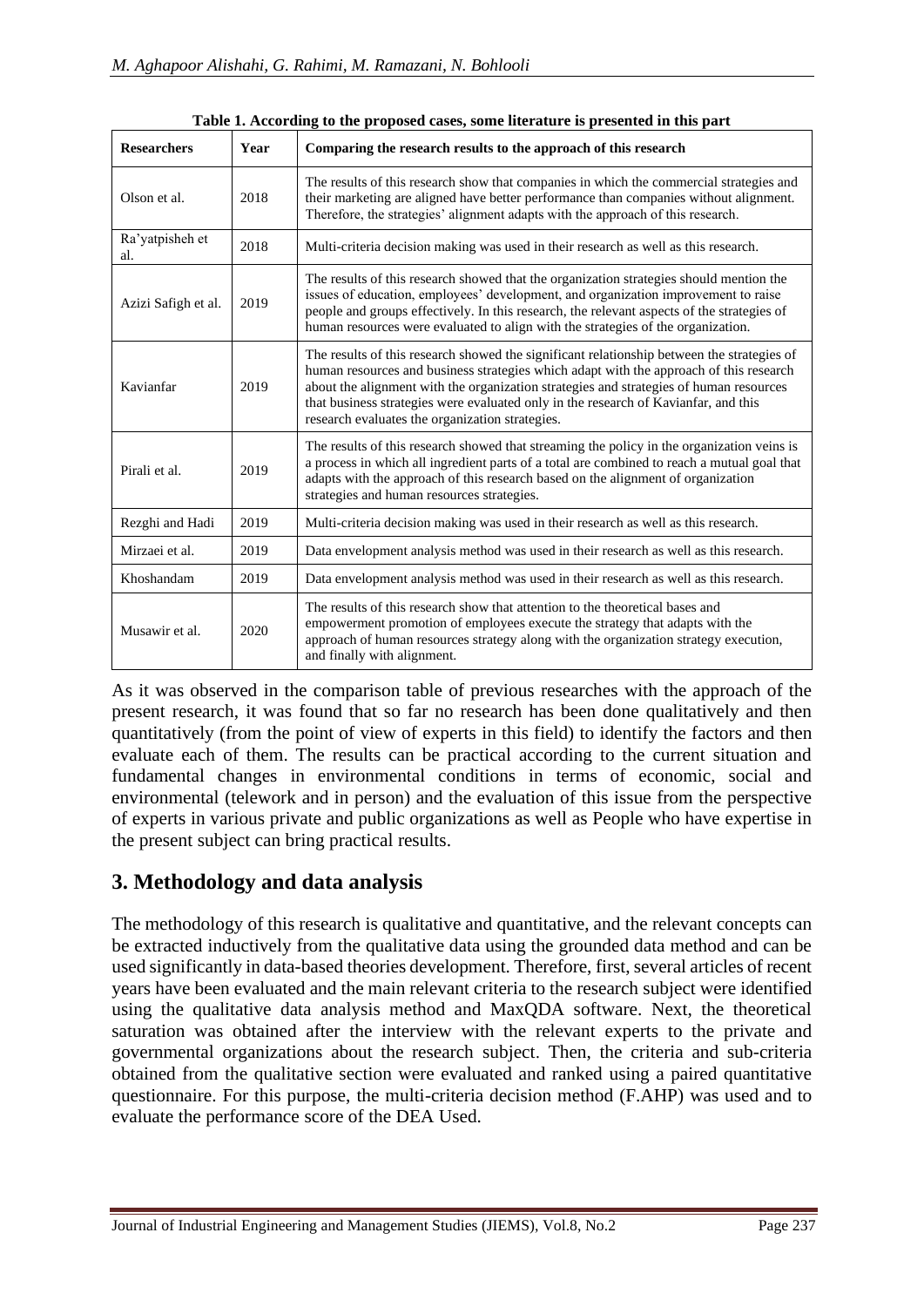**Table 1. According to the proposed cases, some literature is presented in this part**

| Researchers | Year | Comparing the research results to the approach of this research |
|---|---|---|
| Olson et al. | 2018 | The results of this research show that companies in which the commercial strategies and their marketing are aligned have better performance than companies without alignment. Therefore, the strategies' alignment adapts with the approach of this research. |
| Ra'yatpisheh et al. | 2018 | Multi-criteria decision making was used in their research as well as this research. |
| Azizi Safigh et al. | 2019 | The results of this research showed that the organization strategies should mention the issues of education, employees' development, and organization improvement to raise people and groups effectively. In this research, the relevant aspects of the strategies of human resources were evaluated to align with the strategies of the organization. |
| Kavianfar | 2019 | The results of this research showed the significant relationship between the strategies of human resources and business strategies which adapt with the approach of this research about the alignment with the organization strategies and strategies of human resources that business strategies were evaluated only in the research of Kavianfar, and this research evaluates the organization strategies. |
| Pirali et al. | 2019 | The results of this research showed that streaming the policy in the organization veins is a process in which all ingredient parts of a total are combined to reach a mutual goal that adapts with the approach of this research based on the alignment of organization strategies and human resources strategies. |
| Rezghi and Hadi | 2019 | Multi-criteria decision making was used in their research as well as this research. |
| Mirzaei et al. | 2019 | Data envelopment analysis method was used in their research as well as this research. |
| Khoshandam | 2019 | Data envelopment analysis method was used in their research as well as this research. |
| Musawir et al. | 2020 | The results of this research show that attention to the theoretical bases and empowerment promotion of employees execute the strategy that adapts with the approach of human resources strategy along with the organization strategy execution, and finally with alignment. |

As it was observed in the comparison table of previous researches with the approach of the present research, it was found that so far no research has been done qualitatively and then quantitatively (from the point of view of experts in this field) to identify the factors and then evaluate each of them. The results can be practical according to the current situation and fundamental changes in environmental conditions in terms of economic, social and environmental (telework and in person) and the evaluation of this issue from the perspective of experts in various private and public organizations as well as People who have expertise in the present subject can bring practical results.

## 3. Methodology and data analysis

The methodology of this research is qualitative and quantitative, and the relevant concepts can be extracted inductively from the qualitative data using the grounded data method and can be used significantly in data-based theories development. Therefore, first, several articles of recent years have been evaluated and the main relevant criteria to the research subject were identified using the qualitative data analysis method and MaxQDA software. Next, the theoretical saturation was obtained after the interview with the relevant experts to the private and governmental organizations about the research subject. Then, the criteria and sub-criteria obtained from the qualitative section were evaluated and ranked using a paired quantitative questionnaire. For this purpose, the multi-criteria decision method (F.AHP) was used and to evaluate the performance score of the DEA Used.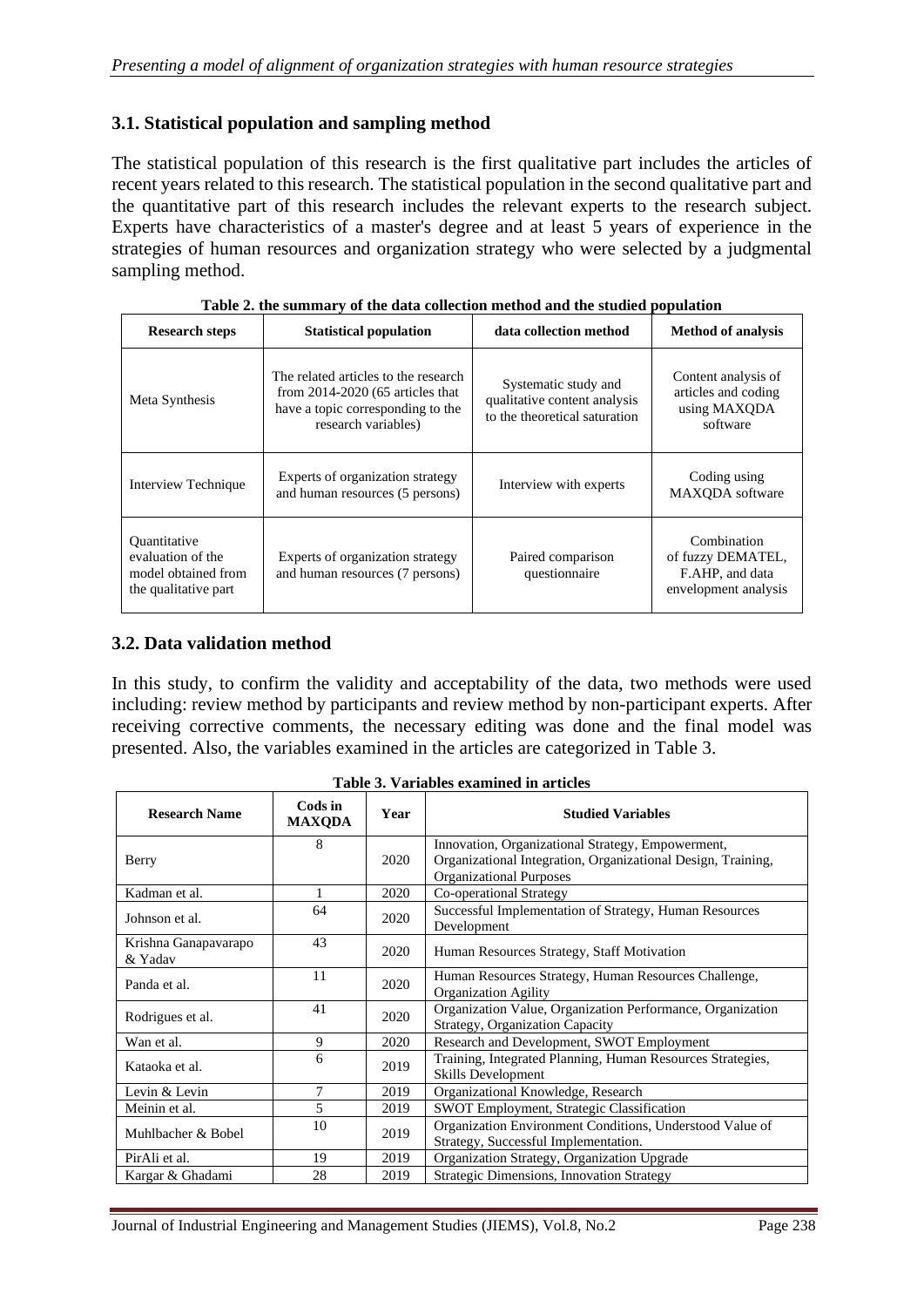### 3.1. Statistical population and sampling method

The statistical population of this research is the first qualitative part includes the articles of recent years related to this research. The statistical population in the second qualitative part and the quantitative part of this research includes the relevant experts to the research subject. Experts have characteristics of a master's degree and at least 5 years of experience in the strategies of human resources and organization strategy who were selected by a judgmental sampling method.

**Table 2. the summary of the data collection method and the studied population**

| Research steps | Statistical population | data collection method | Method of analysis |
|---|---|---|---|
| Meta Synthesis | The related articles to the research from 2014-2020 (65 articles that have a topic corresponding to the research variables) | Systematic study and qualitative content analysis to the theoretical saturation | Content analysis of articles and coding using MAXQDA software |
| Interview Technique | Experts of organization strategy and human resources (5 persons) | Interview with experts | Coding using MAXQDA software |
| Quantitative evaluation of the model obtained from the qualitative part | Experts of organization strategy and human resources (7 persons) | Paired comparison questionnaire | Combination of fuzzy DEMATEL, F.AHP, and data envelopment analysis |

### 3.2. Data validation method

In this study, to confirm the validity and acceptability of the data, two methods were used including: review method by participants and review method by non-participant experts. After receiving corrective comments, the necessary editing was done and the final model was presented. Also, the variables examined in the articles are categorized in Table 3.

**Table 3. Variables examined in articles**

| Research Name | Cods in MAXQDA | Year | Studied Variables |
|---|---|---|---|
| Berry | 8 | 2020 | Innovation, Organizational Strategy, Empowerment, Organizational Integration, Organizational Design, Training, Organizational Purposes |
| Kadman et al. | 1 | 2020 | Co-operational Strategy |
| Johnson et al. | 64 | 2020 | Successful Implementation of Strategy, Human Resources Development |
| Krishna Ganapavarapo & Yadav | 43 | 2020 | Human Resources Strategy, Staff Motivation |
| Panda et al. | 11 | 2020 | Human Resources Strategy, Human Resources Challenge, Organization Agility |
| Rodrigues et al. | 41 | 2020 | Organization Value, Organization Performance, Organization Strategy, Organization Capacity |
| Wan et al. | 9 | 2020 | Research and Development, SWOT Employment |
| Kataoka et al. | 6 | 2019 | Training, Integrated Planning, Human Resources Strategies, Skills Development |
| Levin & Levin | 7 | 2019 | Organizational Knowledge, Research |
| Meinin et al. | 5 | 2019 | SWOT Employment, Strategic Classification |
| Muhlbacher & Bobel | 10 | 2019 | Organization Environment Conditions, Understood Value of Strategy, Successful Implementation. |
| PirAli et al. | 19 | 2019 | Organization Strategy, Organization Upgrade |
| Kargar & Ghadami | 28 | 2019 | Strategic Dimensions, Innovation Strategy |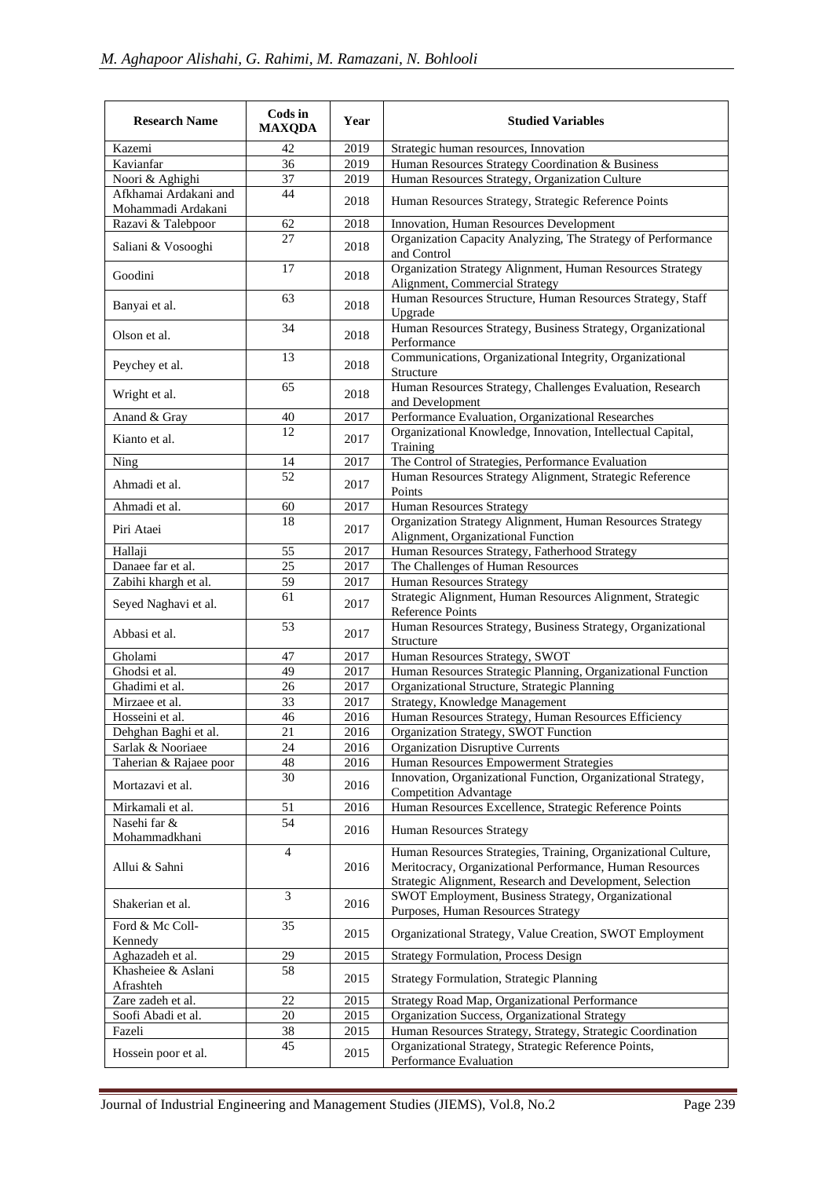| Research Name | Cods in MAXQDA | Year | Studied Variables |
|---|---|---|---|
| Kazemi | 42 | 2019 | Strategic human resources, Innovation |
| Kavianfar | 36 | 2019 | Human Resources Strategy Coordination & Business |
| Noori & Aghighi | 37 | 2019 | Human Resources Strategy, Organization Culture |
| Afkhamai Ardakani and Mohammadi Ardakani | 44 | 2018 | Human Resources Strategy, Strategic Reference Points |
| Razavi & Talebpoor | 62 | 2018 | Innovation, Human Resources Development |
| Saliani & Vosooghi | 27 | 2018 | Organization Capacity Analyzing, The Strategy of Performance and Control |
| Goodini | 17 | 2018 | Organization Strategy Alignment, Human Resources Strategy Alignment, Commercial Strategy |
| Banyai et al. | 63 | 2018 | Human Resources Structure, Human Resources Strategy, Staff Upgrade |
| Olson et al. | 34 | 2018 | Human Resources Strategy, Business Strategy, Organizational Performance |
| Peychey et al. | 13 | 2018 | Communications, Organizational Integrity, Organizational Structure |
| Wright et al. | 65 | 2018 | Human Resources Strategy, Challenges Evaluation, Research and Development |
| Anand & Gray | 40 | 2017 | Performance Evaluation, Organizational Researches |
| Kianto et al. | 12 | 2017 | Organizational Knowledge, Innovation, Intellectual Capital, Training |
| Ning | 14 | 2017 | The Control of Strategies, Performance Evaluation |
| Ahmadi et al. | 52 | 2017 | Human Resources Strategy Alignment, Strategic Reference Points |
| Ahmadi et al. | 60 | 2017 | Human Resources Strategy |
| Piri Ataei | 18 | 2017 | Organization Strategy Alignment, Human Resources Strategy Alignment, Organizational Function |
| Hallaji | 55 | 2017 | Human Resources Strategy, Fatherhood Strategy |
| Danaee far et al. | 25 | 2017 | The Challenges of Human Resources |
| Zabihi khargh et al. | 59 | 2017 | Human Resources Strategy |
| Seyed Naghavi et al. | 61 | 2017 | Strategic Alignment, Human Resources Alignment, Strategic Reference Points |
| Abbasi et al. | 53 | 2017 | Human Resources Strategy, Business Strategy, Organizational Structure |
| Gholami | 47 | 2017 | Human Resources Strategy, SWOT |
| Ghodsi et al. | 49 | 2017 | Human Resources Strategic Planning, Organizational Function |
| Ghadimi et al. | 26 | 2017 | Organizational Structure, Strategic Planning |
| Mirzaee et al. | 33 | 2017 | Strategy, Knowledge Management |
| Hosseini et al. | 46 | 2016 | Human Resources Strategy, Human Resources Efficiency |
| Dehghan Baghi et al. | 21 | 2016 | Organization Strategy, SWOT Function |
| Sarlak & Nooriaee | 24 | 2016 | Organization Disruptive Currents |
| Taherian & Rajaee poor | 48 | 2016 | Human Resources Empowerment Strategies |
| Mortazavi et al. | 30 | 2016 | Innovation, Organizational Function, Organizational Strategy, Competition Advantage |
| Mirkamali et al. | 51 | 2016 | Human Resources Excellence, Strategic Reference Points |
| Nasehi far & Mohammadkhani | 54 | 2016 | Human Resources Strategy |
| Allui & Sahni | 4 | 2016 | Human Resources Strategies, Training, Organizational Culture, Meritocracy, Organizational Performance, Human Resources Strategic Alignment, Research and Development, Selection |
| Shakerian et al. | 3 | 2016 | SWOT Employment, Business Strategy, Organizational Purposes, Human Resources Strategy |
| Ford & Mc Coll-Kennedy | 35 | 2015 | Organizational Strategy, Value Creation, SWOT Employment |
| Aghazadeh et al. | 29 | 2015 | Strategy Formulation, Process Design |
| Khasheiee & Aslani Afrashteh | 58 | 2015 | Strategy Formulation, Strategic Planning |
| Zare zadeh et al. | 22 | 2015 | Strategy Road Map, Organizational Performance |
| Soofi Abadi et al. | 20 | 2015 | Organization Success, Organizational Strategy |
| Fazeli | 38 | 2015 | Human Resources Strategy, Strategy, Strategic Coordination |
| Hossein poor et al. | 45 | 2015 | Organizational Strategy, Strategic Reference Points, Performance Evaluation |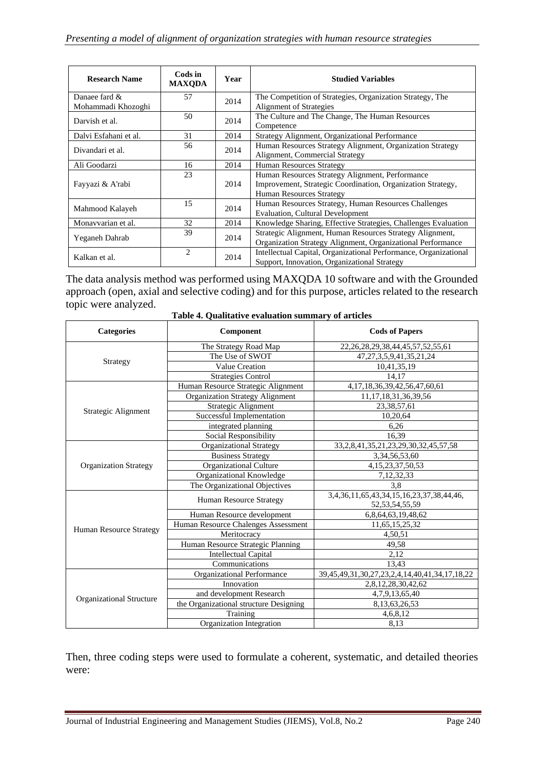| Research Name | Cods in MAXQDA | Year | Studied Variables |
|---|---|---|---|
| Danaee fard & Mohammadi Khozoghi | 57 | 2014 | The Competition of Strategies, Organization Strategy, The Alignment of Strategies |
| Darvish et al. | 50 | 2014 | The Culture and The Change, The Human Resources Competence |
| Dalvi Esfahani et al. | 31 | 2014 | Strategy Alignment, Organizational Performance |
| Divandari et al. | 56 | 2014 | Human Resources Strategy Alignment, Organization Strategy Alignment, Commercial Strategy |
| Ali Goodarzi | 16 | 2014 | Human Resources Strategy |
| Fayyazi & A'rabi | 23 | 2014 | Human Resources Strategy Alignment, Performance Improvement, Strategic Coordination, Organization Strategy, Human Resources Strategy |
| Mahmood Kalayeh | 15 | 2014 | Human Resources Strategy, Human Resources Challenges Evaluation, Cultural Development |
| Monavvarian et al. | 32 | 2014 | Knowledge Sharing, Effective Strategies, Challenges Evaluation |
| Yeganeh Dahrab | 39 | 2014 | Strategic Alignment, Human Resources Strategy Alignment, Organization Strategy Alignment, Organizational Performance |
| Kalkan et al. | 2 | 2014 | Intellectual Capital, Organizational Performance, Organizational Support, Innovation, Organizational Strategy |

The data analysis method was performed using MAXQDA 10 software and with the Grounded approach (open, axial and selective coding) and for this purpose, articles related to the research topic were analyzed.

**Table 4. Qualitative evaluation summary of articles**

| Categories | Component | Cods of Papers |
|---|---|---|
| Strategy | The Strategy Road Map | 22,26,28,29,38,44,45,57,52,55,61 |
| | The Use of SWOT | 47,27,3,5,9,41,35,21,24 |
| | Value Creation | 10,41,35,19 |
| | Strategies Control | 14,17 |
| Strategic Alignment | Human Resource Strategic Alignment | 4,17,18,36,39,42,56,47,60,61 |
| | Organization Strategy Alignment | 11,17,18,31,36,39,56 |
| | Strategic Alignment | 23,38,57,61 |
| | Successful Implementation | 10,20,64 |
| | integrated planning | 6,26 |
| | Social Responsibility | 16,39 |
| Organization Strategy | Organizational Strategy | 33,2,8,41,35,21,23,29,30,32,45,57,58 |
| | Business Strategy | 3,34,56,53,60 |
| | Organizational Culture | 4,15,23,37,50,53 |
| | Organizational Knowledge | 7,12,32,33 |
| | The Organizational Objectives | 3,8 |
| Human Resource Strategy | Human Resource Strategy | 3,4,36,11,65,43,34,15,16,23,37,38,44,46, 52,53,54,55,59 |
| | Human Resource development | 6,8,64,63,19,48,62 |
| | Human Resource Chalenges Assessment | 11,65,15,25,32 |
| | Meritocracy | 4,50,51 |
| | Human Resource Strategic Planning | 49,58 |
| | Intellectual Capital | 2,12 |
| | Communications | 13,43 |
| Organizational Structure | Organizational Performance | 39,45,49,31,30,27,23,2,4,14,40,41,34,17,18,22 |
| | Innovation | 2,8,12,28,30,42,62 |
| | and development Research | 4,7,9,13,65,40 |
| | the Organizational structure Designing | 8,13,63,26,53 |
| | Training | 4,6,8,12 |
| | Organization Integration | 8,13 |

Then, three coding steps were used to formulate a coherent, systematic, and detailed theories were: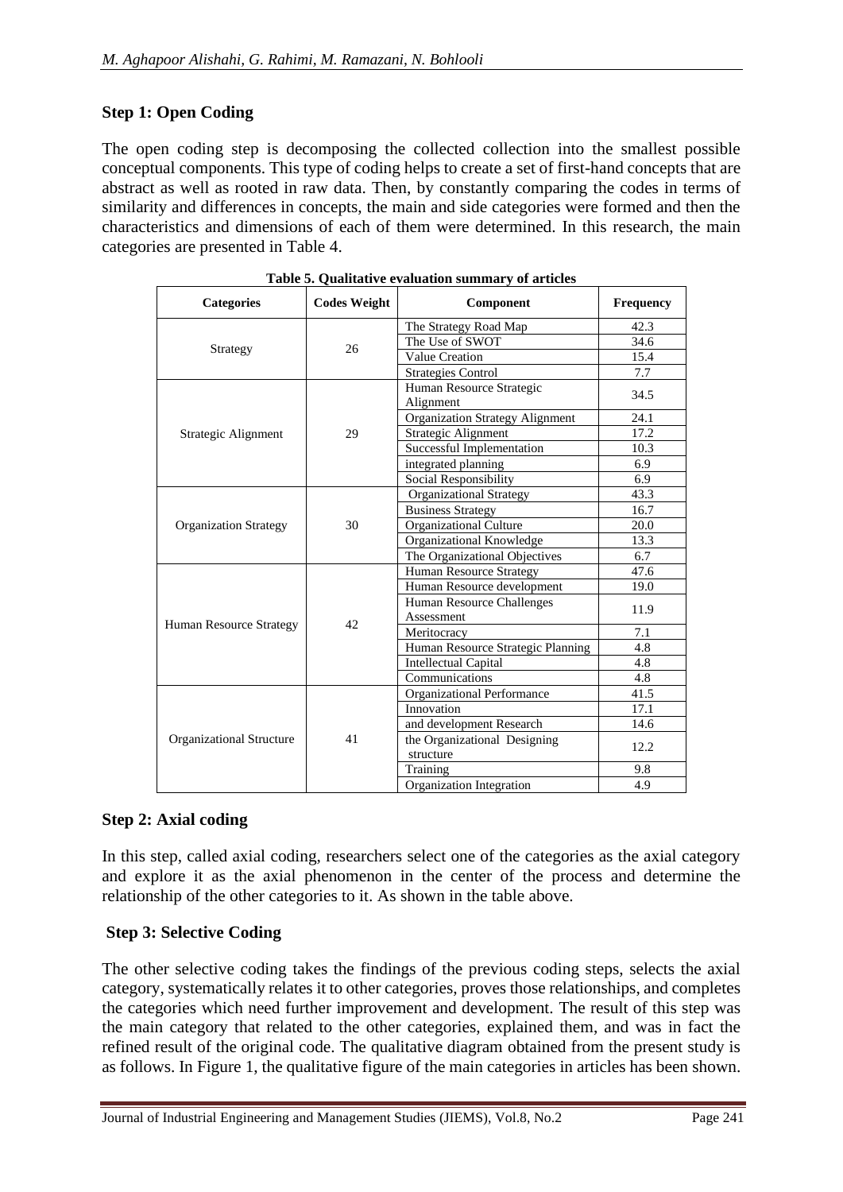**Step 1: Open Coding**

The open coding step is decomposing the collected collection into the smallest possible conceptual components. This type of coding helps to create a set of first-hand concepts that are abstract as well as rooted in raw data. Then, by constantly comparing the codes in terms of similarity and differences in concepts, the main and side categories were formed and then the characteristics and dimensions of each of them were determined. In this research, the main categories are presented in Table 4.

**Table 5. Qualitative evaluation summary of articles**

| Categories | Codes Weight | Component | Frequency |
|---|---|---|---|
| Strategy | 26 | The Strategy Road Map | 42.3 |
| | | The Use of SWOT | 34.6 |
| | | Value Creation | 15.4 |
| | | Strategies Control | 7.7 |
| Strategic Alignment | 29 | Human Resource Strategic Alignment | 34.5 |
| | | Organization Strategy Alignment | 24.1 |
| | | Strategic Alignment | 17.2 |
| | | Successful Implementation | 10.3 |
| | | integrated planning | 6.9 |
| | | Social Responsibility | 6.9 |
| Organization Strategy | 30 | Organizational Strategy | 43.3 |
| | | Business Strategy | 16.7 |
| | | Organizational Culture | 20.0 |
| | | Organizational Knowledge | 13.3 |
| | | The Organizational Objectives | 6.7 |
| Human Resource Strategy | 42 | Human Resource Strategy | 47.6 |
| | | Human Resource development | 19.0 |
| | | Human Resource Challenges Assessment | 11.9 |
| | | Meritocracy | 7.1 |
| | | Human Resource Strategic Planning | 4.8 |
| | | Intellectual Capital | 4.8 |
| | | Communications | 4.8 |
| Organizational Structure | 41 | Organizational Performance | 41.5 |
| | | Innovation | 17.1 |
| | | and development Research | 14.6 |
| | | the Organizational Designing structure | 12.2 |
| | | Training | 9.8 |
| | | Organization Integration | 4.9 |

**Step 2: Axial coding**

In this step, called axial coding, researchers select one of the categories as the axial category and explore it as the axial phenomenon in the center of the process and determine the relationship of the other categories to it. As shown in the table above.

**Step 3: Selective Coding**

The other selective coding takes the findings of the previous coding steps, selects the axial category, systematically relates it to other categories, proves those relationships, and completes the categories which need further improvement and development. The result of this step was the main category that related to the other categories, explained them, and was in fact the refined result of the original code. The qualitative diagram obtained from the present study is as follows. In Figure 1, the qualitative figure of the main categories in articles has been shown.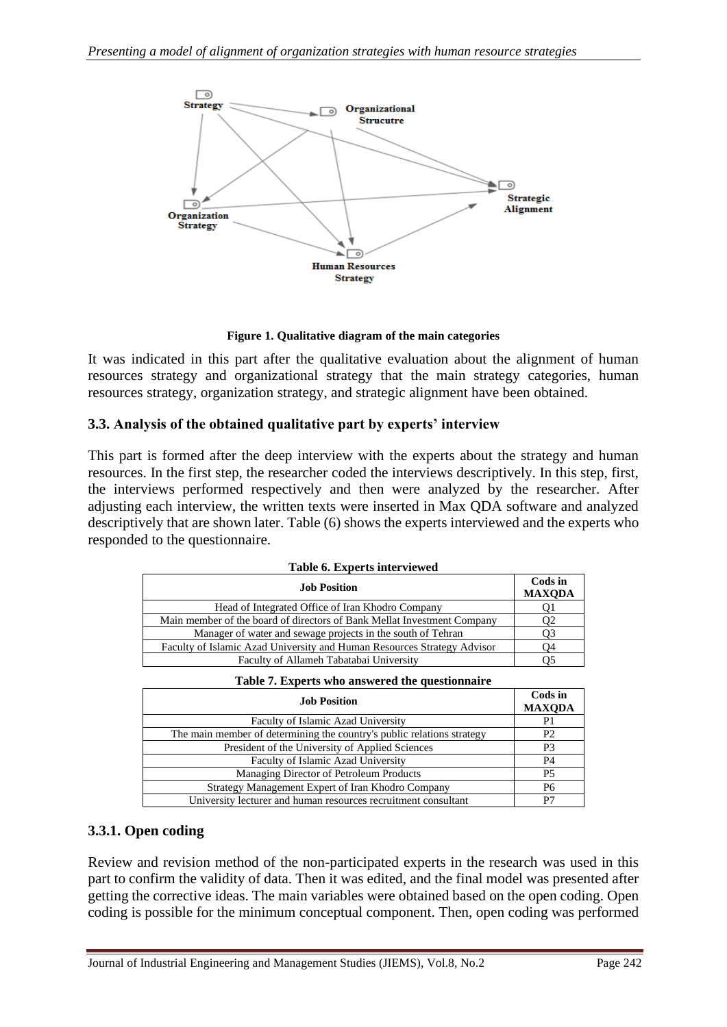Figure 1. Qualitative diagram of the main categories

It was indicated in this part after the qualitative evaluation about the alignment of human resources strategy and organizational strategy that the main strategy categories, human resources strategy, organization strategy, and strategic alignment have been obtained.

### 3.3. Analysis of the obtained qualitative part by experts' interview

This part is formed after the deep interview with the experts about the strategy and human resources. In the first step, the researcher coded the interviews descriptively. In this step, first, the interviews performed respectively and then were analyzed by the researcher. After adjusting each interview, the written texts were inserted in Max QDA software and analyzed descriptively that are shown later. Table (6) shows the experts interviewed and the experts who responded to the questionnaire.

**Table 6. Experts interviewed**

| Job Position | Cods in MAXQDA |
|---|---|
| Head of Integrated Office of Iran Khodro Company | Q1 |
| Main member of the board of directors of Bank Mellat Investment Company | Q2 |
| Manager of water and sewage projects in the south of Tehran | Q3 |
| Faculty of Islamic Azad University and Human Resources Strategy Advisor | Q4 |
| Faculty of Allameh Tabatabai University | Q5 |

**Table 7. Experts who answered the questionnaire**

| Job Position | Cods in MAXQDA |
|---|---|
| Faculty of Islamic Azad University | P1 |
| The main member of determining the country's public relations strategy | P2 |
| President of the University of Applied Sciences | P3 |
| Faculty of Islamic Azad University | P4 |
| Managing Director of Petroleum Products | P5 |
| Strategy Management Expert of Iran Khodro Company | P6 |
| University lecturer and human resources recruitment consultant | P7 |

#### 3.3.1. Open coding

Review and revision method of the non-participated experts in the research was used in this part to confirm the validity of data. Then it was edited, and the final model was presented after getting the corrective ideas. The main variables were obtained based on the open coding. Open coding is possible for the minimum conceptual component. Then, open coding was performed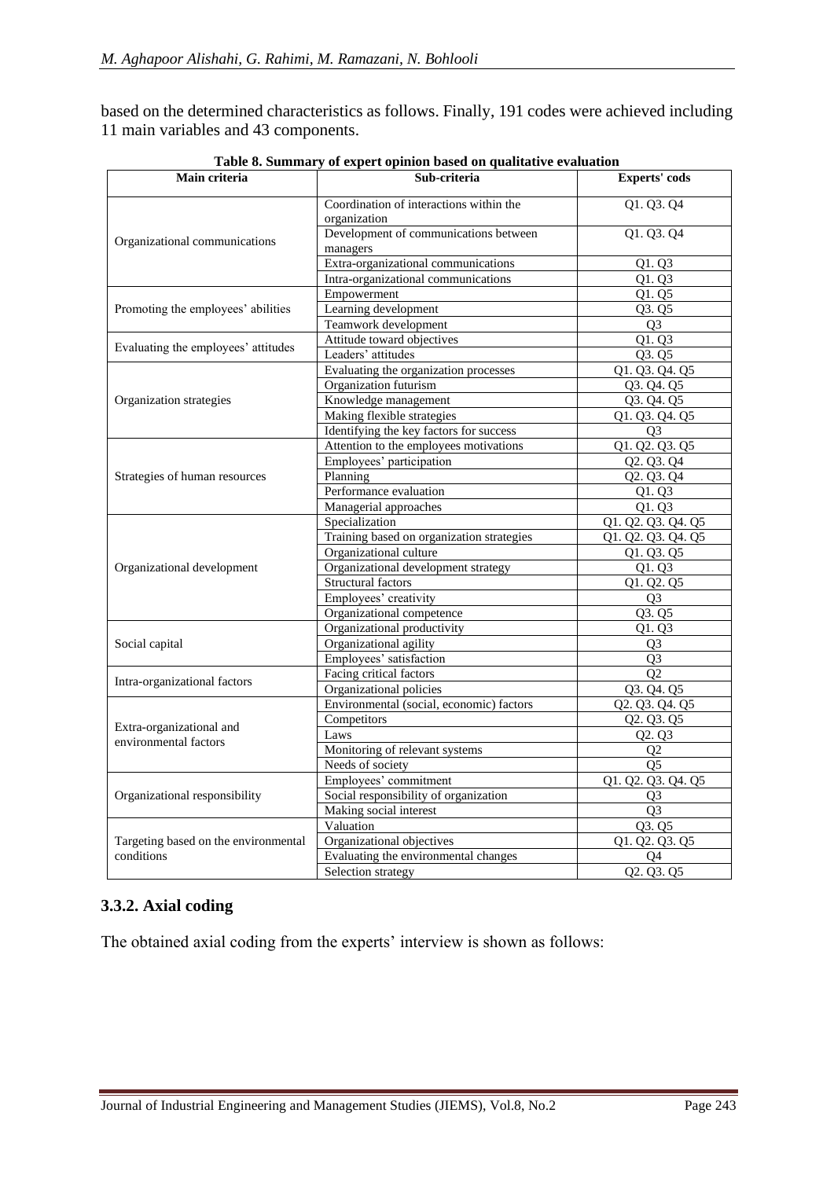based on the determined characteristics as follows. Finally, 191 codes were achieved including 11 main variables and 43 components.

**Table 8. Summary of expert opinion based on qualitative evaluation**

| Main criteria | Sub-criteria | Experts' cods |
|---|---|---|
| Organizational communications | Coordination of interactions within the organization | Q1. Q3. Q4 |
| | Development of communications between managers | Q1. Q3. Q4 |
| | Extra-organizational communications | Q1. Q3 |
| | Intra-organizational communications | Q1. Q3 |
| Promoting the employees' abilities | Empowerment | Q1. Q5 |
| | Learning development | Q3. Q5 |
| | Teamwork development | Q3 |
| Evaluating the employees' attitudes | Attitude toward objectives | Q1. Q3 |
| | Leaders' attitudes | Q3. Q5 |
| Organization strategies | Evaluating the organization processes | Q1. Q3. Q4. Q5 |
| | Organization futurism | Q3. Q4. Q5 |
| | Knowledge management | Q3. Q4. Q5 |
| | Making flexible strategies | Q1. Q3. Q4. Q5 |
| | Identifying the key factors for success | Q3 |
| Strategies of human resources | Attention to the employees motivations | Q1. Q2. Q3. Q5 |
| | Employees' participation | Q2. Q3. Q4 |
| | Planning | Q2. Q3. Q4 |
| | Performance evaluation | Q1. Q3 |
| | Managerial approaches | Q1. Q3 |
| Organizational development | Specialization | Q1. Q2. Q3. Q4. Q5 |
| | Training based on organization strategies | Q1. Q2. Q3. Q4. Q5 |
| | Organizational culture | Q1. Q3. Q5 |
| | Organizational development strategy | Q1. Q3 |
| | Structural factors | Q1. Q2. Q5 |
| | Employees' creativity | Q3 |
| | Organizational competence | Q3. Q5 |
| Social capital | Organizational productivity | Q1. Q3 |
| | Organizational agility | Q3 |
| | Employees' satisfaction | Q3 |
| Intra-organizational factors | Facing critical factors | Q2 |
| | Organizational policies | Q3. Q4. Q5 |
| Extra-organizational and environmental factors | Environmental (social, economic) factors | Q2. Q3. Q4. Q5 |
| | Competitors | Q2. Q3. Q5 |
| | Laws | Q2. Q3 |
| | Monitoring of relevant systems | Q2 |
| | Needs of society | Q5 |
| Organizational responsibility | Employees' commitment | Q1. Q2. Q3. Q4. Q5 |
| | Social responsibility of organization | Q3 |
| | Making social interest | Q3 |
| Targeting based on the environmental conditions | Valuation | Q3. Q5 |
| | Organizational objectives | Q1. Q2. Q3. Q5 |
| | Evaluating the environmental changes | Q4 |
| | Selection strategy | Q2. Q3. Q5 |

### 3.3.2. Axial coding

The obtained axial coding from the experts' interview is shown as follows: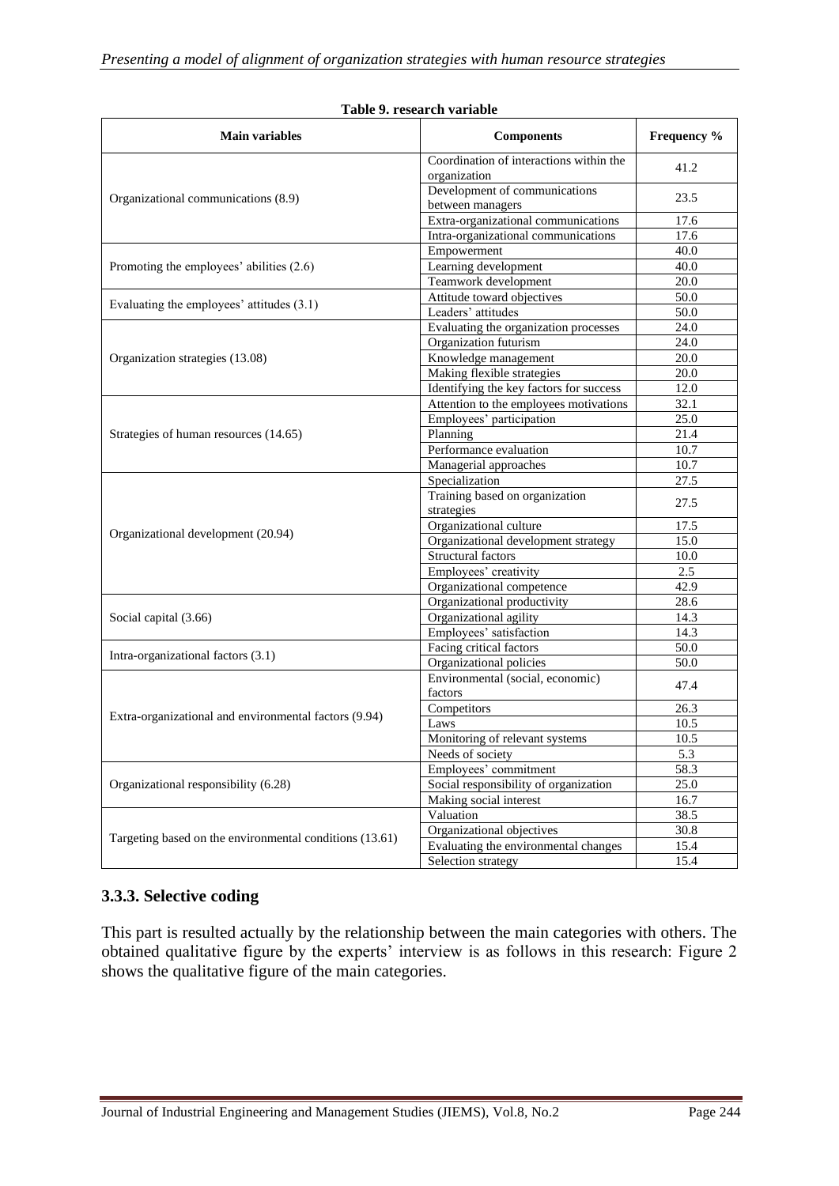**Table 9. research variable**

| Main variables | Components | Frequency % |
|---|---|---|
| Organizational communications (8.9) | Coordination of interactions within the organization | 41.2 |
| | Development of communications between managers | 23.5 |
| | Extra-organizational communications | 17.6 |
| | Intra-organizational communications | 17.6 |
| Promoting the employees' abilities (2.6) | Empowerment | 40.0 |
| | Learning development | 40.0 |
| | Teamwork development | 20.0 |
| Evaluating the employees' attitudes (3.1) | Attitude toward objectives | 50.0 |
| | Leaders' attitudes | 50.0 |
| Organization strategies (13.08) | Evaluating the organization processes | 24.0 |
| | Organization futurism | 24.0 |
| | Knowledge management | 20.0 |
| | Making flexible strategies | 20.0 |
| | Identifying the key factors for success | 12.0 |
| Strategies of human resources (14.65) | Attention to the employees motivations | 32.1 |
| | Employees' participation | 25.0 |
| | Planning | 21.4 |
| | Performance evaluation | 10.7 |
| | Managerial approaches | 10.7 |
| Organizational development (20.94) | Specialization | 27.5 |
| | Training based on organization strategies | 27.5 |
| | Organizational culture | 17.5 |
| | Organizational development strategy | 15.0 |
| | Structural factors | 10.0 |
| | Employees' creativity | 2.5 |
| Social capital (3.66) | Organizational competence | 42.9 |
| | Organizational productivity | 28.6 |
| | Organizational agility | 14.3 |
| | Employees' satisfaction | 14.3 |
| Intra-organizational factors (3.1) | Facing critical factors | 50.0 |
| | Organizational policies | 50.0 |
| Extra-organizational and environmental factors (9.94) | Environmental (social, economic) factors | 47.4 |
| | Competitors | 26.3 |
| | Laws | 10.5 |
| | Monitoring of relevant systems | 10.5 |
| | Needs of society | 5.3 |
| Organizational responsibility (6.28) | Employees' commitment | 58.3 |
| | Social responsibility of organization | 25.0 |
| | Making social interest | 16.7 |
| Targeting based on the environmental conditions (13.61) | Valuation | 38.5 |
| | Organizational objectives | 30.8 |
| | Evaluating the environmental changes | 15.4 |
| | Selection strategy | 15.4 |

### 3.3.3. Selective coding

This part is resulted actually by the relationship between the main categories with others. The obtained qualitative figure by the experts' interview is as follows in this research: Figure 2 shows the qualitative figure of the main categories.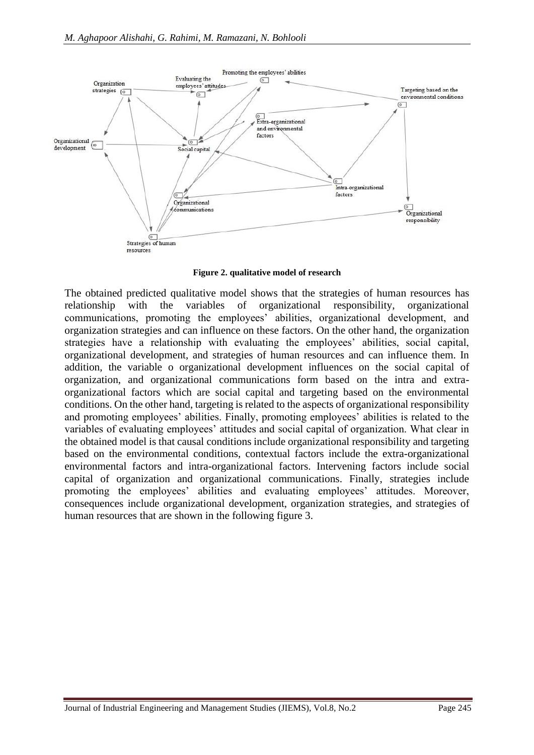**Figure 2. qualitative model of research**

The obtained predicted qualitative model shows that the strategies of human resources has relationship with the variables of organizational responsibility, organizational communications, promoting the employees' abilities, organizational development, and organization strategies and can influence on these factors. On the other hand, the organization strategies have a relationship with evaluating the employees' abilities, social capital, organizational development, and strategies of human resources and can influence them. In addition, the variable o organizational development influences on the social capital of organization, and organizational communications form based on the intra and extra-organizational factors which are social capital and targeting based on the environmental conditions. On the other hand, targeting is related to the aspects of organizational responsibility and promoting employees' abilities. Finally, promoting employees' abilities is related to the variables of evaluating employees' attitudes and social capital of organization. What clear in the obtained model is that causal conditions include organizational responsibility and targeting based on the environmental conditions, contextual factors include the extra-organizational environmental factors and intra-organizational factors. Intervening factors include social capital of organization and organizational communications. Finally, strategies include promoting the employees' abilities and evaluating employees' attitudes. Moreover, consequences include organizational development, organization strategies, and strategies of human resources that are shown in the following figure 3.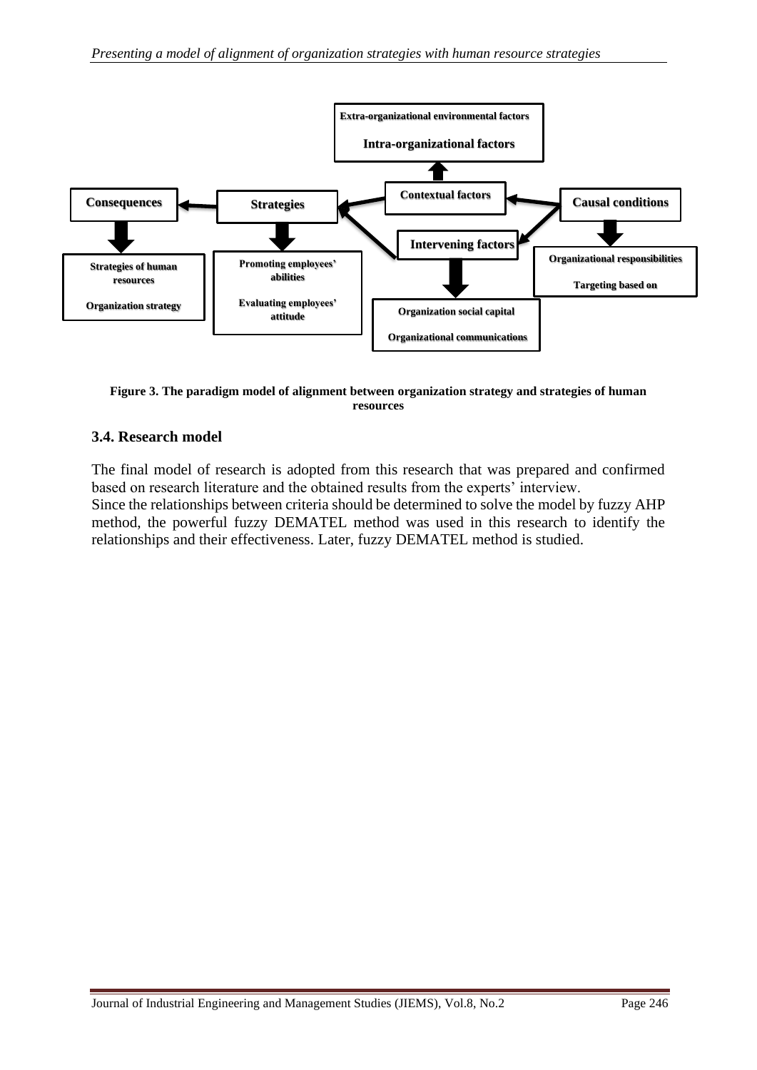Extra-organizational environmental factors

Intra-organizational factors

Contextual factors

Consequences

Strategies

Causal conditions

Intervening factors

Organizational responsibilities

Targeting based on

Strategies of human resources

Organization strategy

Promoting employees' abilities

Evaluating employees' attitude

Organization social capital

Organizational communications

**Figure 3. The paradigm model of alignment between organization strategy and strategies of human resources**

### 3.4. Research model

The final model of research is adopted from this research that was prepared and confirmed based on research literature and the obtained results from the experts' interview.

Since the relationships between criteria should be determined to solve the model by fuzzy AHP method, the powerful fuzzy DEMATEL method was used in this research to identify the relationships and their effectiveness. Later, fuzzy DEMATEL method is studied.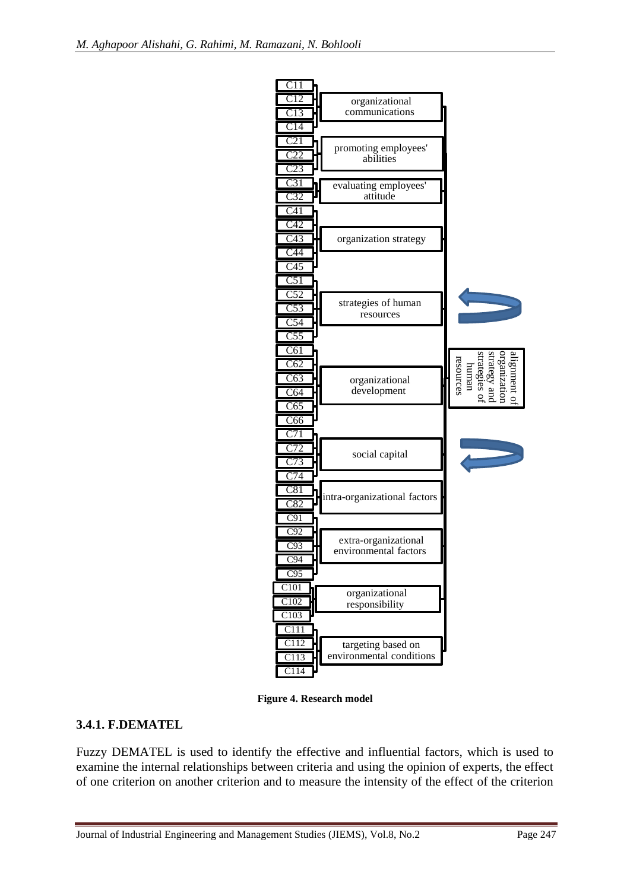**Figure 4. Research model**

### 3.4.1. F.DEMATEL

Fuzzy DEMATEL is used to identify the effective and influential factors, which is used to examine the internal relationships between criteria and using the opinion of experts, the effect of one criterion on another criterion and to measure the intensity of the effect of the criterion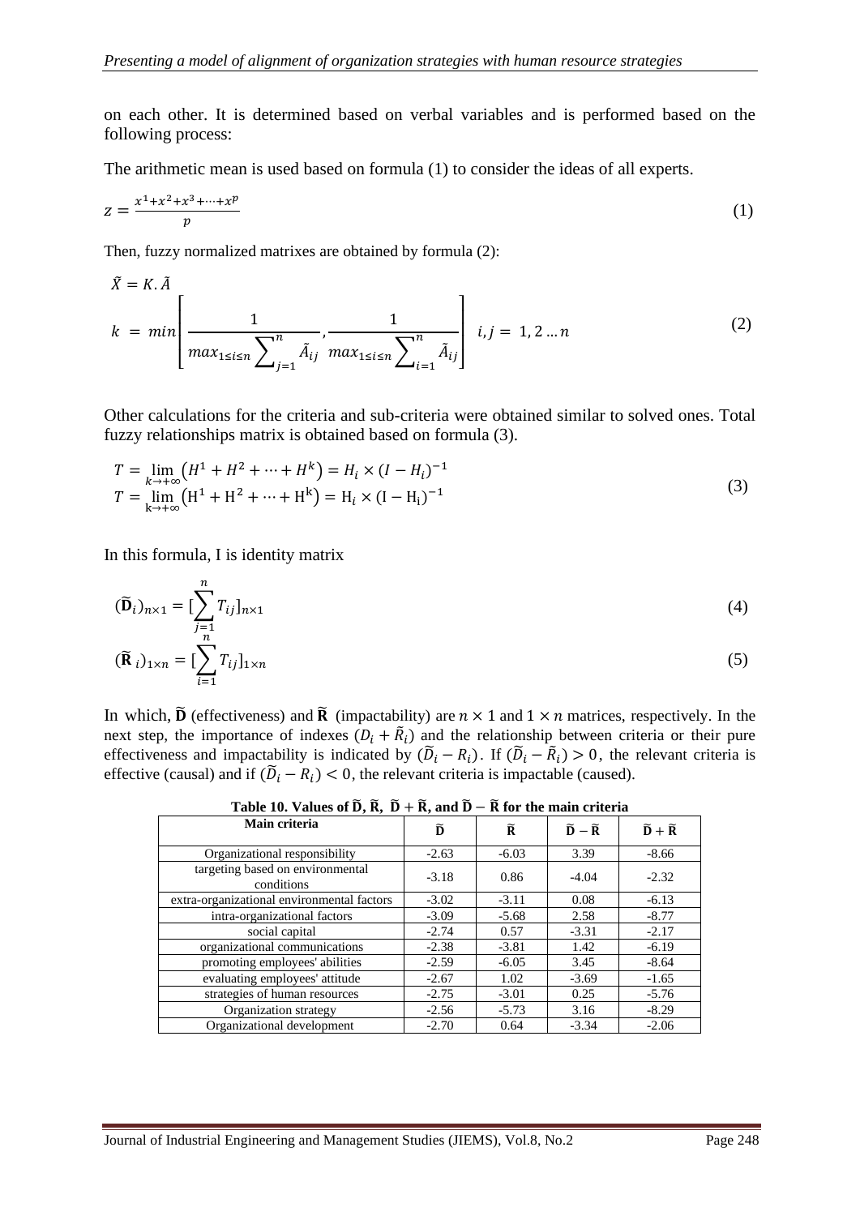on each other. It is determined based on verbal variables and is performed based on the following process:

The arithmetic mean is used based on formula (1) to consider the ideas of all experts.

$$z = \frac{x^1 + x^2 + x^3 + \cdots + x^p}{p} \tag{1}$$

Then, fuzzy normalized matrixes are obtained by formula (2):

$$\tilde{X} = K.\tilde{A}$$
$$k = min\left[\frac{1}{max_{1\leq i\leq n}\sum_{j=1}^{n}\tilde{A}_{ij}}, \frac{1}{max_{1\leq i\leq n}\sum_{i=1}^{n}\tilde{A}_{ij}}\right] \quad i,j = 1,2 \ldots n \tag{2}$$

Other calculations for the criteria and sub-criteria were obtained similar to solved ones. Total fuzzy relationships matrix is obtained based on formula (3).

$$T = \lim_{k\to+\infty}\left(H^1 + H^2 + \cdots + H^k\right) = H_i \times (I - H_i)^{-1}$$
$$T = \lim_{k\to+\infty}\left(H^1 + H^2 + \cdots + H^k\right) = H_i \times (I - H_i)^{-1} \tag{3}$$

In this formula, I is identity matrix

$$(\tilde{\mathbf{D}}_i)_{n\times 1} = [\sum_{j=1}^{n} T_{ij}]_{n\times 1} \tag{4}$$

$$(\tilde{\mathbf{R}}_i)_{1\times n} = [\sum_{i=1}^{n} T_{ij}]_{1\times n} \tag{5}$$

In which, $\tilde{\mathbf{D}}$ (effectiveness) and $\tilde{\mathbf{R}}$ (impactability) are $n \times 1$ and $1 \times n$ matrices, respectively. In the next step, the importance of indexes $(D_i + \tilde{R}_i)$ and the relationship between criteria or their pure effectiveness and impactability is indicated by $(\tilde{D}_i - R_i)$. If $(\tilde{D}_i - \tilde{R}_i) > 0$, the relevant criteria is effective (causal) and if $(\tilde{D}_i - R_i) < 0$, the relevant criteria is impactable (caused).

**Table 10. Values of $\tilde{\mathbf{D}}$, $\tilde{\mathbf{R}}$, $\tilde{\mathbf{D}} + \tilde{\mathbf{R}}$, and $\tilde{\mathbf{D}} - \tilde{\mathbf{R}}$ for the main criteria**

| Main criteria | $\tilde{\mathbf{D}}$ | $\tilde{\mathbf{R}}$ | $\tilde{\mathbf{D}} - \tilde{\mathbf{R}}$ | $\tilde{\mathbf{D}} + \tilde{\mathbf{R}}$ |
|---|---|---|---|---|
| Organizational responsibility | -2.63 | -6.03 | 3.39 | -8.66 |
| targeting based on environmental conditions | -3.18 | 0.86 | -4.04 | -2.32 |
| extra-organizational environmental factors | -3.02 | -3.11 | 0.08 | -6.13 |
| intra-organizational factors | -3.09 | -5.68 | 2.58 | -8.77 |
| social capital | -2.74 | 0.57 | -3.31 | -2.17 |
| organizational communications | -2.38 | -3.81 | 1.42 | -6.19 |
| promoting employees' abilities | -2.59 | -6.05 | 3.45 | -8.64 |
| evaluating employees' attitude | -2.67 | 1.02 | -3.69 | -1.65 |
| strategies of human resources | -2.75 | -3.01 | 0.25 | -5.76 |
| Organization strategy | -2.56 | -5.73 | 3.16 | -8.29 |
| Organizational development | -2.70 | 0.64 | -3.34 | -2.06 |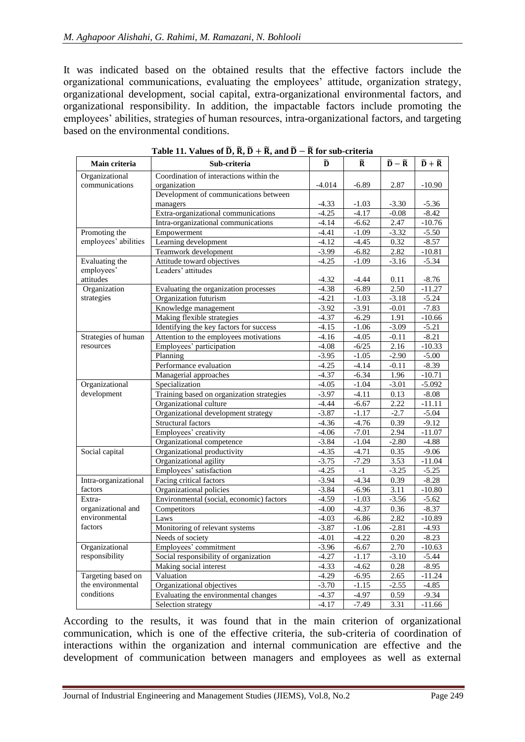It was indicated based on the obtained results that the effective factors include the organizational communications, evaluating the employees' attitude, organization strategy, organizational development, social capital, extra-organizational environmental factors, and organizational responsibility. In addition, the impactable factors include promoting the employees' abilities, strategies of human resources, intra-organizational factors, and targeting based on the environmental conditions.

**Table 11. Values of $\widetilde{D}$, $\widetilde{R}$, $\widetilde{D}+\widetilde{R}$, and $\widetilde{D}-\widetilde{R}$ for sub-criteria**

| Main criteria | Sub-criteria | $\widetilde{D}$ | $\widetilde{R}$ | $\widetilde{D}-\widetilde{R}$ | $\widetilde{D}+\widetilde{R}$ |
|---|---|---|---|---|---|
| Organizational communications | Coordination of interactions within the organization | -4.014 | -6.89 | 2.87 | -10.90 |
| | Development of communications between managers | -4.33 | -1.03 | -3.30 | -5.36 |
| | Extra-organizational communications | -4.25 | -4.17 | -0.08 | -8.42 |
| | Intra-organizational communications | -4.14 | -6.62 | 2.47 | -10.76 |
| Promoting the employees' abilities | Empowerment | -4.41 | -1.09 | -3.32 | -5.50 |
| | Learning development | -4.12 | -4.45 | 0.32 | -8.57 |
| | Teamwork development | -3.99 | -6.82 | 2.82 | -10.81 |
| Evaluating the employees' attitudes | Attitude toward objectives | -4.25 | -1.09 | -3.16 | -5.34 |
| | Leaders' attitudes | -4.32 | -4.44 | 0.11 | -8.76 |
| Organization strategies | Evaluating the organization processes | -4.38 | -6.89 | 2.50 | -11.27 |
| | Organization futurism | -4.21 | -1.03 | -3.18 | -5.24 |
| | Knowledge management | -3.92 | -3.91 | -0.01 | -7.83 |
| | Making flexible strategies | -4.37 | -6.29 | 1.91 | -10.66 |
| | Identifying the key factors for success | -4.15 | -1.06 | -3.09 | -5.21 |
| Strategies of human resources | Attention to the employees motivations | -4.16 | -4.05 | -0.11 | -8.21 |
| | Employees' participation | -4.08 | -6/25 | 2.16 | -10.33 |
| | Planning | -3.95 | -1.05 | -2.90 | -5.00 |
| | Performance evaluation | -4.25 | -4.14 | -0.11 | -8.39 |
| | Managerial approaches | -4.37 | -6.34 | 1.96 | -10.71 |
| Organizational development | Specialization | -4.05 | -1.04 | -3.01 | -5.092 |
| | Training based on organization strategies | -3.97 | -4.11 | 0.13 | -8.08 |
| | Organizational culture | -4.44 | -6.67 | 2.22 | -11.11 |
| | Organizational development strategy | -3.87 | -1.17 | -2.7 | -5.04 |
| | Structural factors | -4.36 | -4.76 | 0.39 | -9.12 |
| | Employees' creativity | -4.06 | -7.01 | 2.94 | -11.07 |
| | Organizational competence | -3.84 | -1.04 | -2.80 | -4.88 |
| Social capital | Organizational productivity | -4.35 | -4.71 | 0.35 | -9.06 |
| | Organizational agility | -3.75 | -7.29 | 3.53 | -11.04 |
| | Employees' satisfaction | -4.25 | -1 | -3.25 | -5.25 |
| Intra-organizational factors | Facing critical factors | -3.94 | -4.34 | 0.39 | -8.28 |
| | Organizational policies | -3.84 | -6.96 | 3.11 | -10.80 |
| Extra-organizational and environmental factors | Environmental (social, economic) factors | -4.59 | -1.03 | -3.56 | -5.62 |
| | Competitors | -4.00 | -4.37 | 0.36 | -8.37 |
| | Laws | -4.03 | -6.86 | 2.82 | -10.89 |
| | Monitoring of relevant systems | -3.87 | -1.06 | -2.81 | -4.93 |
| | Needs of society | -4.01 | -4.22 | 0.20 | -8.23 |
| Organizational responsibility | Employees' commitment | -3.96 | -6.67 | 2.70 | -10.63 |
| | Social responsibility of organization | -4.27 | -1.17 | -3.10 | -5.44 |
| | Making social interest | -4.33 | -4.62 | 0.28 | -8.95 |
| Targeting based on the environmental conditions | Valuation | -4.29 | -6.95 | 2.65 | -11.24 |
| | Organizational objectives | -3.70 | -1.15 | -2.55 | -4.85 |
| | Evaluating the environmental changes | -4.37 | -4.97 | 0.59 | -9.34 |
| | Selection strategy | -4.17 | -7.49 | 3.31 | -11.66 |

According to the results, it was found that in the main criterion of organizational communication, which is one of the effective criteria, the sub-criteria of coordination of interactions within the organization and internal communication are effective and the development of communication between managers and employees as well as external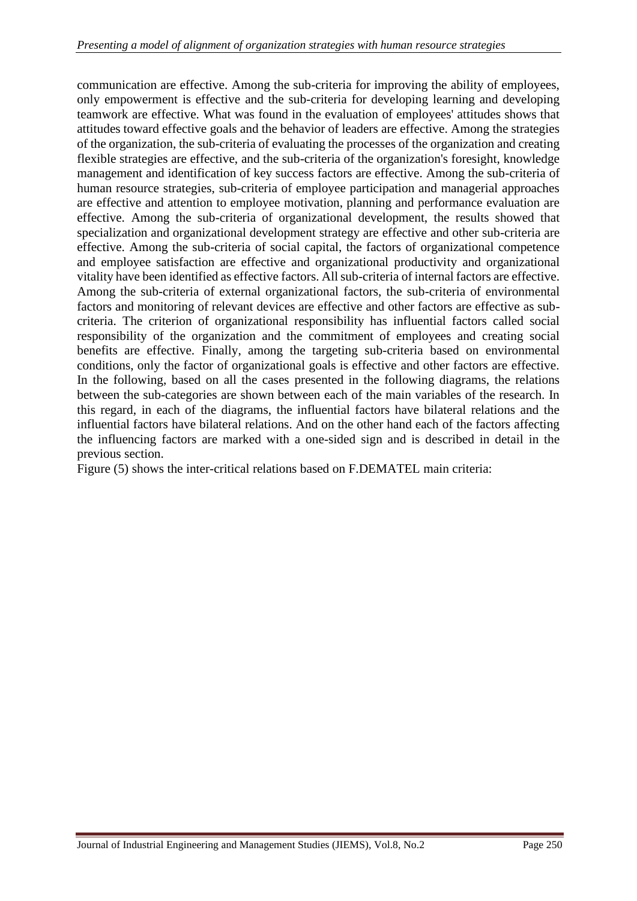communication are effective. Among the sub-criteria for improving the ability of employees, only empowerment is effective and the sub-criteria for developing learning and developing teamwork are effective. What was found in the evaluation of employees' attitudes shows that attitudes toward effective goals and the behavior of leaders are effective. Among the strategies of the organization, the sub-criteria of evaluating the processes of the organization and creating flexible strategies are effective, and the sub-criteria of the organization's foresight, knowledge management and identification of key success factors are effective. Among the sub-criteria of human resource strategies, sub-criteria of employee participation and managerial approaches are effective and attention to employee motivation, planning and performance evaluation are effective. Among the sub-criteria of organizational development, the results showed that specialization and organizational development strategy are effective and other sub-criteria are effective. Among the sub-criteria of social capital, the factors of organizational competence and employee satisfaction are effective and organizational productivity and organizational vitality have been identified as effective factors. All sub-criteria of internal factors are effective. Among the sub-criteria of external organizational factors, the sub-criteria of environmental factors and monitoring of relevant devices are effective and other factors are effective as sub-criteria. The criterion of organizational responsibility has influential factors called social responsibility of the organization and the commitment of employees and creating social benefits are effective. Finally, among the targeting sub-criteria based on environmental conditions, only the factor of organizational goals is effective and other factors are effective. In the following, based on all the cases presented in the following diagrams, the relations between the sub-categories are shown between each of the main variables of the research. In this regard, in each of the diagrams, the influential factors have bilateral relations and the influential factors have bilateral relations. And on the other hand each of the factors affecting the influencing factors are marked with a one-sided sign and is described in detail in the previous section.

Figure (5) shows the inter-critical relations based on F.DEMATEL main criteria: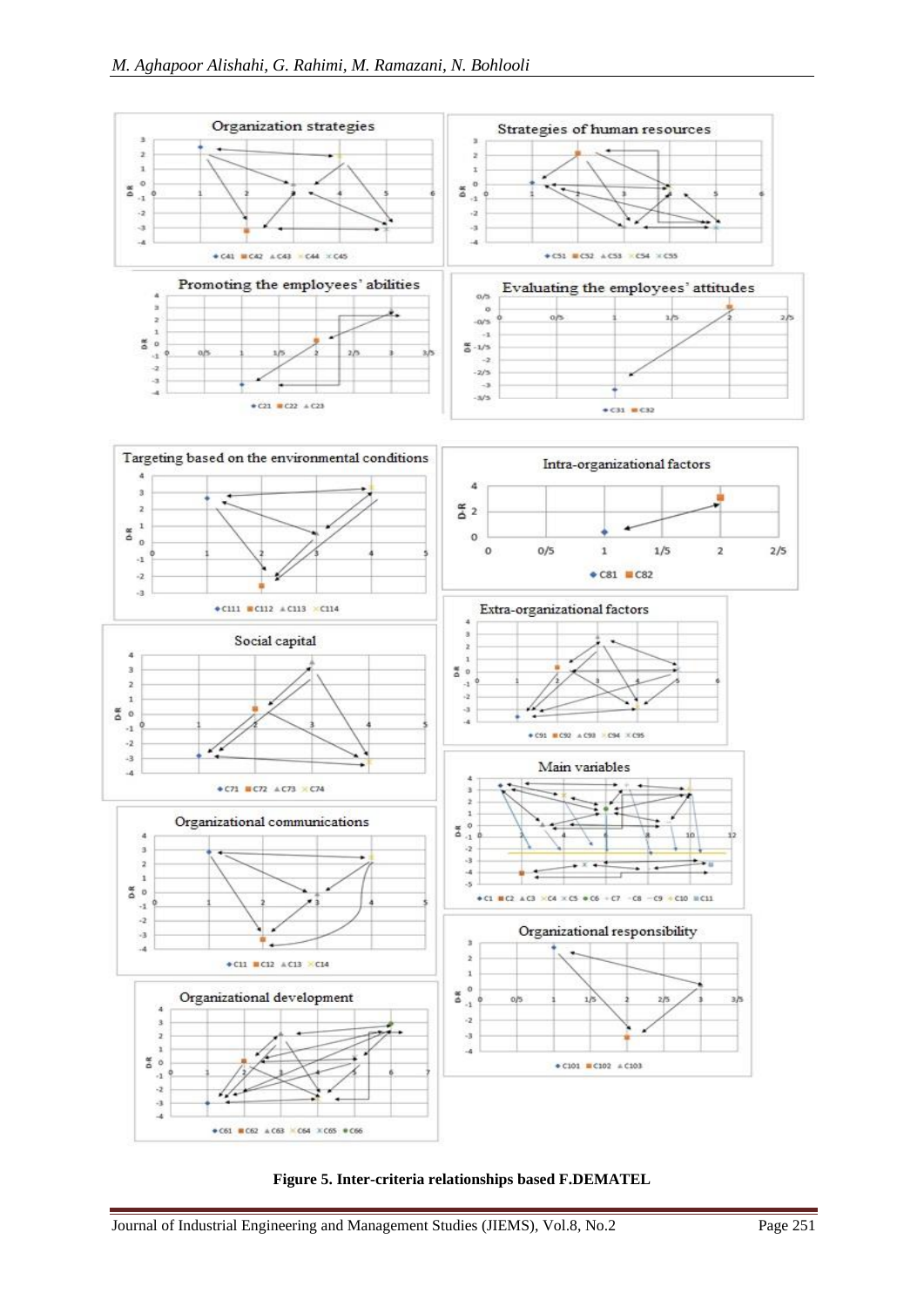**Figure 5. Inter-criteria relationships based F.DEMATEL**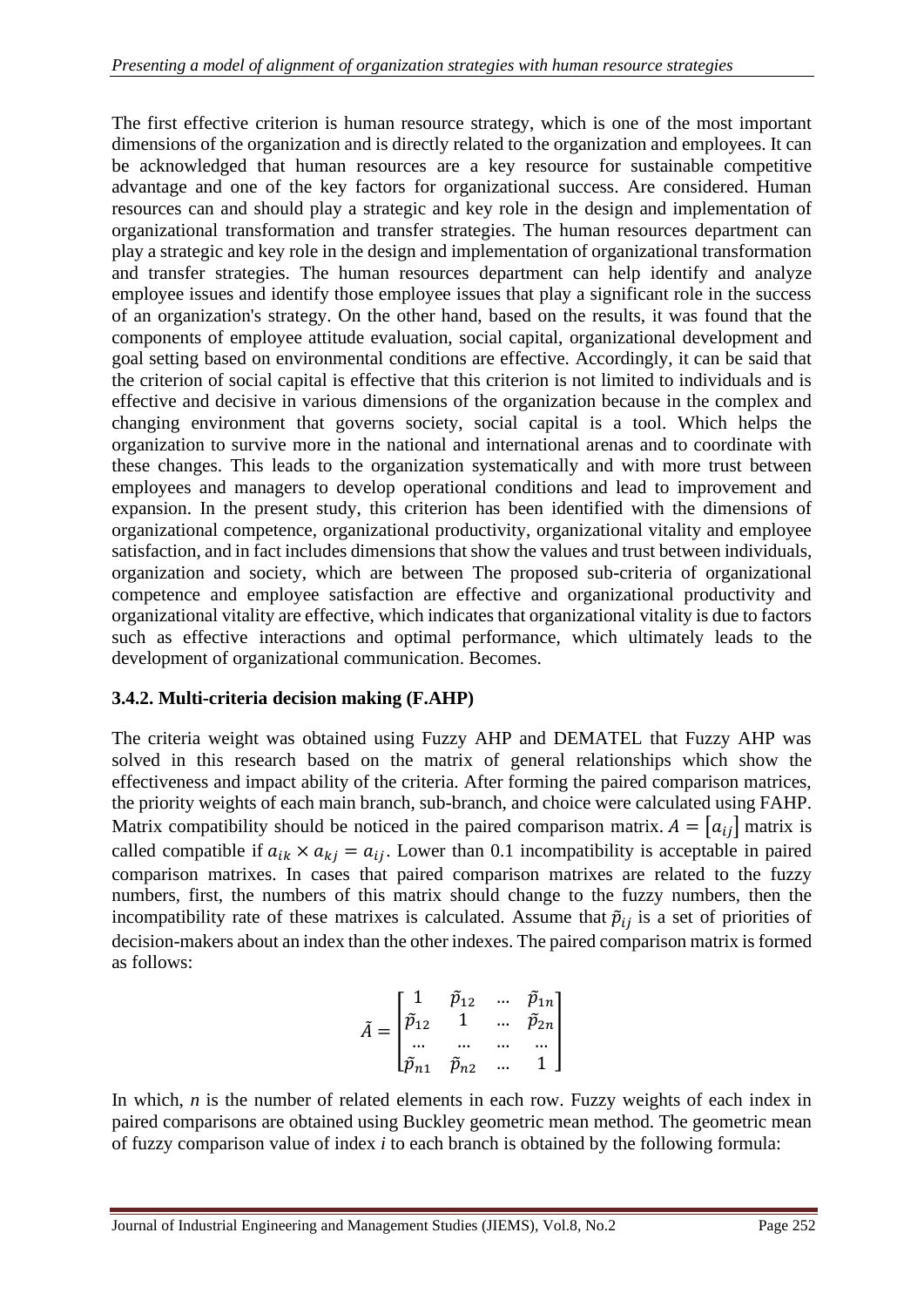The first effective criterion is human resource strategy, which is one of the most important dimensions of the organization and is directly related to the organization and employees. It can be acknowledged that human resources are a key resource for sustainable competitive advantage and one of the key factors for organizational success. Are considered. Human resources can and should play a strategic and key role in the design and implementation of organizational transformation and transfer strategies. The human resources department can play a strategic and key role in the design and implementation of organizational transformation and transfer strategies. The human resources department can help identify and analyze employee issues and identify those employee issues that play a significant role in the success of an organization's strategy. On the other hand, based on the results, it was found that the components of employee attitude evaluation, social capital, organizational development and goal setting based on environmental conditions are effective. Accordingly, it can be said that the criterion of social capital is effective that this criterion is not limited to individuals and is effective and decisive in various dimensions of the organization because in the complex and changing environment that governs society, social capital is a tool. Which helps the organization to survive more in the national and international arenas and to coordinate with these changes. This leads to the organization systematically and with more trust between employees and managers to develop operational conditions and lead to improvement and expansion. In the present study, this criterion has been identified with the dimensions of organizational competence, organizational productivity, organizational vitality and employee satisfaction, and in fact includes dimensions that show the values and trust between individuals, organization and society, which are between The proposed sub-criteria of organizational competence and employee satisfaction are effective and organizational productivity and organizational vitality are effective, which indicates that organizational vitality is due to factors such as effective interactions and optimal performance, which ultimately leads to the development of organizational communication. Becomes.

### 3.4.2. Multi-criteria decision making (F.AHP)

The criteria weight was obtained using Fuzzy AHP and DEMATEL that Fuzzy AHP was solved in this research based on the matrix of general relationships which show the effectiveness and impact ability of the criteria. After forming the paired comparison matrices, the priority weights of each main branch, sub-branch, and choice were calculated using FAHP. Matrix compatibility should be noticed in the paired comparison matrix. $A = [a_{ij}]$ matrix is called compatible if $a_{ik} \times a_{kj} = a_{ij}$. Lower than 0.1 incompatibility is acceptable in paired comparison matrixes. In cases that paired comparison matrixes are related to the fuzzy numbers, first, the numbers of this matrix should change to the fuzzy numbers, then the incompatibility rate of these matrixes is calculated. Assume that $\tilde{p}_{ij}$ is a set of priorities of decision-makers about an index than the other indexes. The paired comparison matrix is formed as follows:

$$\tilde{A} = \begin{bmatrix} 1 & \tilde{p}_{12} & \dots & \tilde{p}_{1n} \\ \tilde{p}_{12} & 1 & \dots & \tilde{p}_{2n} \\ \dots & \dots & \dots & \dots \\ \tilde{p}_{n1} & \tilde{p}_{n2} & \dots & 1 \end{bmatrix}$$

In which, *n* is the number of related elements in each row. Fuzzy weights of each index in paired comparisons are obtained using Buckley geometric mean method. The geometric mean of fuzzy comparison value of index *i* to each branch is obtained by the following formula: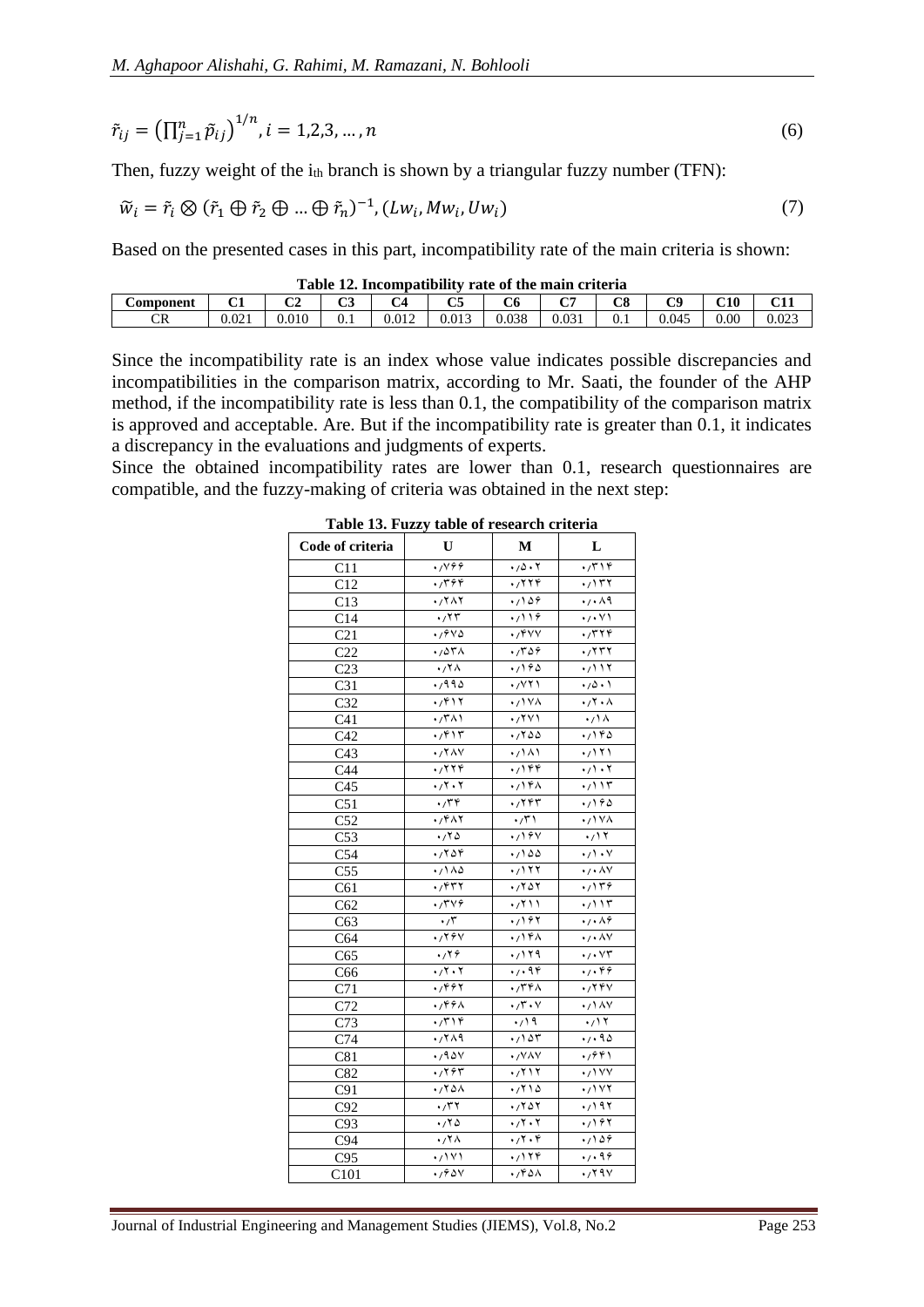$$\tilde{r}_{ij} = \left(\prod_{j=1}^{n} \tilde{p}_{ij}\right)^{1/n}, i = 1,2,3, \dots, n \tag{6}$$

Then, fuzzy weight of the $i_{th}$ branch is shown by a triangular fuzzy number (TFN):

$$\widetilde{w}_i = \tilde{r}_i \otimes (\tilde{r}_1 \oplus \tilde{r}_2 \oplus \dots \oplus \tilde{r}_n)^{-1}, (Lw_i, Mw_i, Uw_i) \tag{7}$$

Based on the presented cases in this part, incompatibility rate of the main criteria is shown:

**Table 12. Incompatibility rate of the main criteria**

| Component | C1 | C2 | C3 | C4 | C5 | C6 | C7 | C8 | C9 | C10 | C11 |
|---|---|---|---|---|---|---|---|---|---|---|---|
| CR | 0.021 | 0.010 | 0.1 | 0.012 | 0.013 | 0.038 | 0.031 | 0.1 | 0.045 | 0.00 | 0.023 |

Since the incompatibility rate is an index whose value indicates possible discrepancies and incompatibilities in the comparison matrix, according to Mr. Saati, the founder of the AHP method, if the incompatibility rate is less than 0.1, the compatibility of the comparison matrix is approved and acceptable. Are. But if the incompatibility rate is greater than 0.1, it indicates a discrepancy in the evaluations and judgments of experts.

Since the obtained incompatibility rates are lower than 0.1, research questionnaires are compatible, and the fuzzy-making of criteria was obtained in the next step:

**Table 13. Fuzzy table of research criteria**

| Code of criteria | U | M | L |
|---|---|---|---|
| C11 | ۰/۷۶۶ | ۰/۵۰۲ | ۰/۳۱۴ |
| C12 | ۰/۳۶۴ | ۰/۲۲۴ | ۰/۱۳۲ |
| C13 | ۰/۲۸۲ | ۰/۱۵۶ | ۰/۰۸۹ |
| C14 | ۰/۲۳ | ۰/۱۱۶ | ۰/۰۷۱ |
| C21 | ۰/۶۷۵ | ۰/۴۷۷ | ۰/۳۲۴ |
| C22 | ۰/۵۳۸ | ۰/۳۵۶ | ۰/۲۳۲ |
| C23 | ۰/۲۸ | ۰/۱۶۵ | ۰/۱۱۲ |
| C31 | ۰/۹۹۵ | ۰/۷۲۱ | ۰/۵۰۱ |
| C32 | ۰/۴۱۲ | ۰/۱۷۸ | ۰/۲۰۸ |
| C41 | ۰/۳۸۱ | ۰/۲۷۱ | ۰/۱۸ |
| C42 | ۰/۴۱۳ | ۰/۲۵۵ | ۰/۱۴۵ |
| C43 | ۰/۲۸۷ | ۰/۱۸۱ | ۰/۱۲۱ |
| C44 | ۰/۲۲۴ | ۰/۱۴۴ | ۰/۱۰۲ |
| C45 | ۰/۲۰۲ | ۰/۱۴۸ | ۰/۱۱۳ |
| C51 | ۰/۳۴ | ۰/۲۴۳ | ۰/۱۶۵ |
| C52 | ۰/۴۸۲ | ۰/۳۱ | ۰/۱۷۸ |
| C53 | ۰/۲۵ | ۰/۱۶۷ | ۰/۱۲ |
| C54 | ۰/۲۵۴ | ۰/۱۵۵ | ۰/۱۰۷ |
| C55 | ۰/۱۸۵ | ۰/۱۲۲ | ۰/۰۸۷ |
| C61 | ۰/۴۳۲ | ۰/۲۵۲ | ۰/۱۳۶ |
| C62 | ۰/۳۷۶ | ۰/۲۱۱ | ۰/۱۱۳ |
| C63 | ۰/۳ | ۰/۱۶۲ | ۰/۰۸۶ |
| C64 | ۰/۲۶۷ | ۰/۱۴۸ | ۰/۰۸۷ |
| C65 | ۰/۲۶ | ۰/۱۲۹ | ۰/۰۷۳ |
| C66 | ۰/۲۰۲ | ۰/۰۹۴ | ۰/۰۴۶ |
| C71 | ۰/۴۶۲ | ۰/۳۴۸ | ۰/۲۴۷ |
| C72 | ۰/۴۶۸ | ۰/۳۰۷ | ۰/۱۸۷ |
| C73 | ۰/۳۱۴ | ۰/۱۹ | ۰/۱۲ |
| C74 | ۰/۲۸۹ | ۰/۱۵۳ | ۰/۰۹۵ |
| C81 | ۰/۹۵۷ | ۰/۷۸۷ | ۰/۶۴۱ |
| C82 | ۰/۲۶۳ | ۰/۲۱۲ | ۰/۱۷۷ |
| C91 | ۰/۲۵۸ | ۰/۲۱۵ | ۰/۱۷۲ |
| C92 | ۰/۳۲ | ۰/۲۵۲ | ۰/۱۹۲ |
| C93 | ۰/۲۵ | ۰/۲۰۲ | ۰/۱۶۲ |
| C94 | ۰/۲۸ | ۰/۲۰۴ | ۰/۱۵۶ |
| C95 | ۰/۱۷۱ | ۰/۱۲۴ | ۰/۰۹۶ |
| C101 | ۰/۶۵۷ | ۰/۴۵۸ | ۰/۲۹۷ |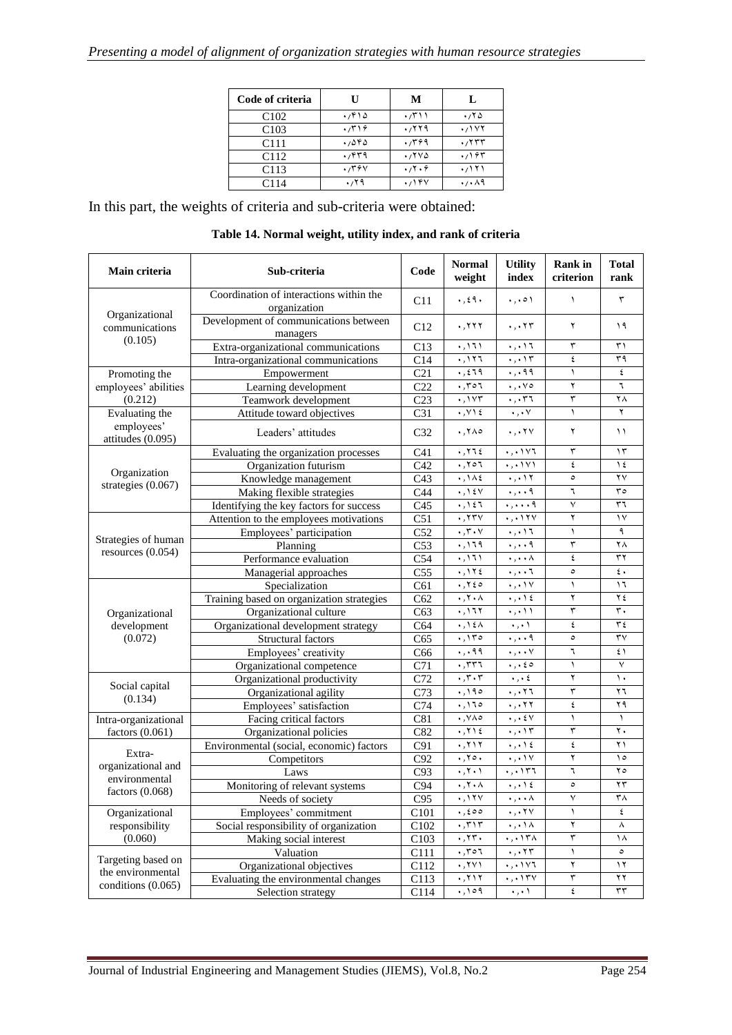| Code of criteria | U | M | L |
|---|---|---|---|
| C102 | ۰/۴۱۵ | ۰/۳۱۱ | ۰/۲۵ |
| C103 | ۰/۳۱۶ | ۰/۲۲۹ | ۰/۱۷۲ |
| C111 | ۰/۵۴۵ | ۰/۳۶۹ | ۰/۲۳۳ |
| C112 | ۰/۴۳۹ | ۰/۲۷۵ | ۰/۱۶۳ |
| C113 | ۰/۳۶۷ | ۰/۲۰۶ | ۰/۱۲۱ |
| C114 | ۰/۲۹ | ۰/۱۴۷ | ۰/۰۸۹ |

In this part, the weights of criteria and sub-criteria were obtained:

**Table 14. Normal weight, utility index, and rank of criteria**

| Main criteria | Sub-criteria | Code | Normal weight | Utility index | Rank in criterion | Total rank |
|---|---|---|---|---|---|---|
| Organizational communications (0.105) | Coordination of interactions within the organization | C11 | ۰,٤۹۰ | ۰,۰٥۱ | ۱ | ۳ |
| | Development of communications between managers | C12 | ۰,۲۲۲ | ۰,۰۲۳ | ۲ | ۱۹ |
| | Extra-organizational communications | C13 | ۰,۱٦۱ | ۰,۰۱٦ | ۳ | ۳۱ |
| | Intra-organizational communications | C14 | ۰,۱۲٦ | ۰,۰۱۳ | ٤ | ۳۹ |
| Promoting the employees' abilities (0.212) | Empowerment | C21 | ۰,٤٦۹ | ۰,۰۹۹ | ۱ | ٤ |
| | Learning development | C22 | ۰,۳٥٦ | ۰,۰۷٥ | ۲ | ٦ |
| | Teamwork development | C23 | ۰,۱۷۳ | ۰,۰۳٦ | ۳ | ۲۸ |
| Evaluating the employees' attitudes (0.095) | Attitude toward objectives | C31 | ۰,۷۱٤ | ۰,۰۷ | ۱ | ۲ |
| | Leaders' attitudes | C32 | ۰,۲۸٥ | ۰,۰۲۷ | ۲ | ۱۱ |
| Organization strategies (0.067) | Evaluating the organization processes | C41 | ۰,۲٦٤ | ۰,۰۱۷٦ | ۳ | ۱۳ |
| | Organization futurism | C42 | ۰,۲٥٦ | ۰,۰۱۷۱ | ٤ | ۱٤ |
| | Knowledge management | C43 | ۰,۱۸٤ | ۰,۰۱۲ | ٥ | ۲۷ |
| | Making flexible strategies | C44 | ۰,۱٤۷ | ۰,۰۰۹ | ٦ | ۳٥ |
| | Identifying the key factors for success | C45 | ۰,۱٤٦ | ۰,۰۰۰۹ | ۷ | ۳٦ |
| Strategies of human resources (0.054) | Attention to the employees motivations | C51 | ۰,۲۳۷ | ۰,۰۱۲۷ | ۲ | ۱۷ |
| | Employees' participation | C52 | ۰,۳۰۷ | ۰,۰۱٦ | ۱ | ۹ |
| | Planning | C53 | ۰,۱٦۹ | ۰,۰۰۹ | ۳ | ۲۸ |
| | Performance evaluation | C54 | ۰,۱٦۱ | ۰,۰۰۸ | ٤ | ۳۲ |
| | Managerial approaches | C55 | ۰,۱۲٤ | ۰,۰۰٦ | ٥ | ٤۰ |
| Organizational development (0.072) | Specialization | C61 | ۰,۲٤٥ | ۰,۰۱۷ | ۱ | ۱٦ |
| | Training based on organization strategies | C62 | ۰,۲۰۸ | ۰,۰۱٤ | ۲ | ۲٤ |
| | Organizational culture | C63 | ۰,۱٦۲ | ۰,۰۱۱ | ۳ | ۳۰ |
| | Organizational development strategy | C64 | ۰,۱٤۸ | ۰,۰۱ | ٤ | ۳٤ |
| | Structural factors | C65 | ۰,۱۳٥ | ۰,۰۰۹ | ٥ | ۳۷ |
| | Employees' creativity | C66 | ۰,۰۹۹ | ۰,۰۰۷ | ٦ | ٤۱ |
| Social capital (0.134) | Organizational competence | C71 | ۰,۳۳٦ | ۰,۰٤٥ | ۱ | ۷ |
| | Organizational productivity | C72 | ۰,۳۰۳ | ۰,۰٤ | ۲ | ۱۰ |
| | Organizational agility | C73 | ۰,۱۹٥ | ۰,۰۲٦ | ۳ | ۲٦ |
| | Employees' satisfaction | C74 | ۰,۱٦٥ | ۰,۰۲۲ | ٤ | ۲۹ |
| Intra-organizational factors (0.061) | Facing critical factors | C81 | ۰,۷۸٥ | ۰,۰٤۷ | ۱ | ۱ |
| | Organizational policies | C82 | ۰,۲۱٤ | ۰,۰۱۳ | ۳ | ۲۰ |
| Extra-organizational and environmental factors (0.068) | Environmental (social, economic) factors | C91 | ۰,۲۱۲ | ۰,۰۱٤ | ٤ | ۲۱ |
| | Competitors | C92 | ۰,۲٥۰ | ۰,۰۱۷ | ۲ | ۱٥ |
| | Laws | C93 | ۰,۲۰۱ | ۰,۰۱۳٦ | ٦ | ۲٥ |
| | Monitoring of relevant systems | C94 | ۰,۲۰۸ | ۰,۰۱٤ | ٥ | ۲۳ |
| | Needs of society | C95 | ۰,۱۲۷ | ۰,۰۰۸ | ۷ | ۳۸ |
| Organizational responsibility (0.060) | Employees' commitment | C101 | ۰,٤٥٥ | ۰,۰۲۷ | ۱ | ٤ |
| | Social responsibility of organization | C102 | ۰,۳۱۳ | ۰,۰۱۸ | ۲ | ۸ |
| | Making social interest | C103 | ۰,۲۳۰ | ۰,۰۱۳۸ | ۳ | ۱۸ |
| Targeting based on the environmental conditions (0.065) | Valuation | C111 | ۰,۳٥٦ | ۰,۰۲۳ | ۱ | ٥ |
| | Organizational objectives | C112 | ۰,۲۷۱ | ۰,۰۱۷٦ | ۲ | ۱۲ |
| | Evaluating the environmental changes | C113 | ۰,۲۱۲ | ۰,۰۱۳۷ | ۳ | ۲۲ |
| | Selection strategy | C114 | ۰,۱٥۹ | ۰,۰۱ | ٤ | ۳۳ |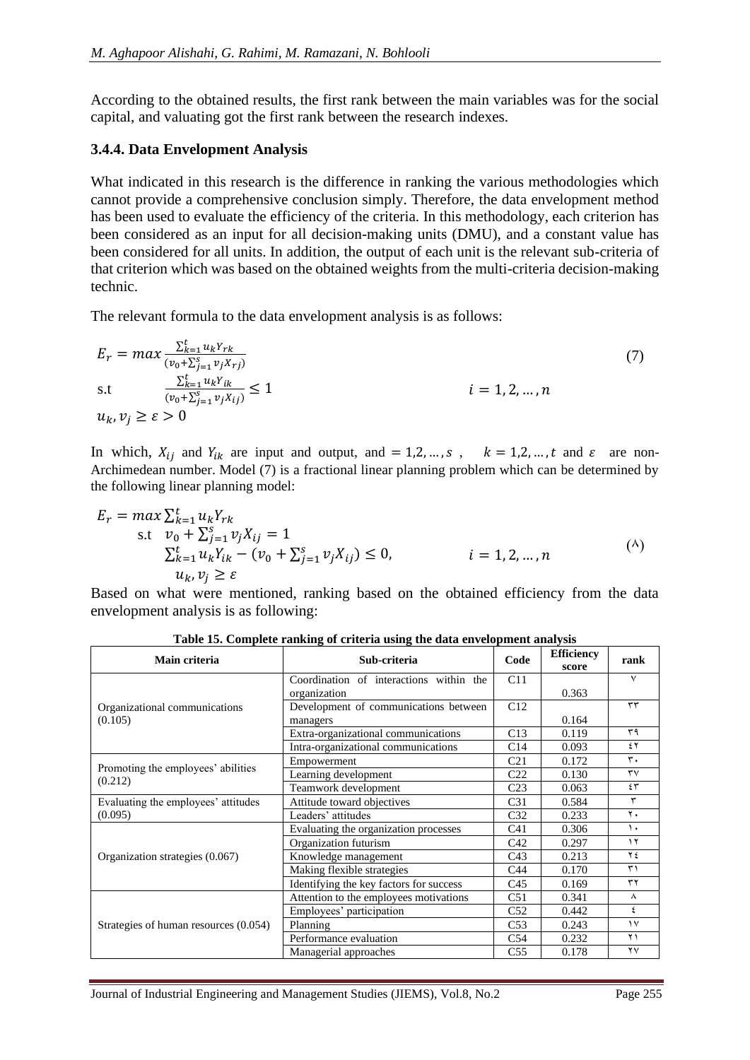According to the obtained results, the first rank between the main variables was for the social capital, and valuating got the first rank between the research indexes.

### 3.4.4. Data Envelopment Analysis

What indicated in this research is the difference in ranking the various methodologies which cannot provide a comprehensive conclusion simply. Therefore, the data envelopment method has been used to evaluate the efficiency of the criteria. In this methodology, each criterion has been considered as an input for all decision-making units (DMU), and a constant value has been considered for all units. In addition, the output of each unit is the relevant sub-criteria of that criterion which was based on the obtained weights from the multi-criteria decision-making technic.

The relevant formula to the data envelopment analysis is as follows:

$$E_r = max \frac{\sum_{k=1}^{t} u_k Y_{rk}}{(v_0 + \sum_{j=1}^{s} v_j X_{rj})} \tag{7}$$

$$\text{s.t} \quad \frac{\sum_{k=1}^{t} u_k Y_{ik}}{(v_0 + \sum_{j=1}^{s} v_j X_{ij})} \leq 1 \qquad i = 1, 2, \ldots, n$$

$$u_k, v_j \geq \varepsilon > 0$$

In which, $X_{ij}$ and $Y_{ik}$ are input and output, and $= 1,2, \ldots, s$ , $k = 1,2, \ldots, t$ and $\varepsilon$ are non-Archimedean number. Model (7) is a fractional linear planning problem which can be determined by the following linear planning model:

$$\begin{aligned} E_r = max \sum_{k=1}^{t} u_k Y_{rk} & \\ \text{s.t} \quad v_0 + \sum_{j=1}^{s} v_j X_{ij} = 1 & \\ \sum_{k=1}^{t} u_k Y_{ik} - (v_0 + \sum_{j=1}^{s} v_j X_{ij}) \leq 0, & \qquad i = 1, 2, \ldots, n \\ u_k, v_j \geq \varepsilon & \end{aligned} \tag{٨}$$

Based on what were mentioned, ranking based on the obtained efficiency from the data envelopment analysis is as following:

**Table 15. Complete ranking of criteria using the data envelopment analysis**

| Main criteria | Sub-criteria | Code | Efficiency score | rank |
|---|---|---|---|---|
| Organizational communications (0.105) | Coordination of interactions within the organization | C11 | 0.363 | ٧ |
| | Development of communications between managers | C12 | 0.164 | ٣٣ |
| | Extra-organizational communications | C13 | 0.119 | ٣٩ |
| | Intra-organizational communications | C14 | 0.093 | ٤٢ |
| Promoting the employees' abilities (0.212) | Empowerment | C21 | 0.172 | ٣٠ |
| | Learning development | C22 | 0.130 | ٣٧ |
| | Teamwork development | C23 | 0.063 | ٤٣ |
| Evaluating the employees' attitudes (0.095) | Attitude toward objectives | C31 | 0.584 | ٣ |
| | Leaders' attitudes | C32 | 0.233 | ٢٠ |
| Organization strategies (0.067) | Evaluating the organization processes | C41 | 0.306 | ١٠ |
| | Organization futurism | C42 | 0.297 | ١٢ |
| | Knowledge management | C43 | 0.213 | ٢٤ |
| | Making flexible strategies | C44 | 0.170 | ٣١ |
| | Identifying the key factors for success | C45 | 0.169 | ٣٢ |
| Strategies of human resources (0.054) | Attention to the employees motivations | C51 | 0.341 | ٨ |
| | Employees' participation | C52 | 0.442 | ٤ |
| | Planning | C53 | 0.243 | ١٧ |
| | Performance evaluation | C54 | 0.232 | ٢١ |
| | Managerial approaches | C55 | 0.178 | ٢٧ |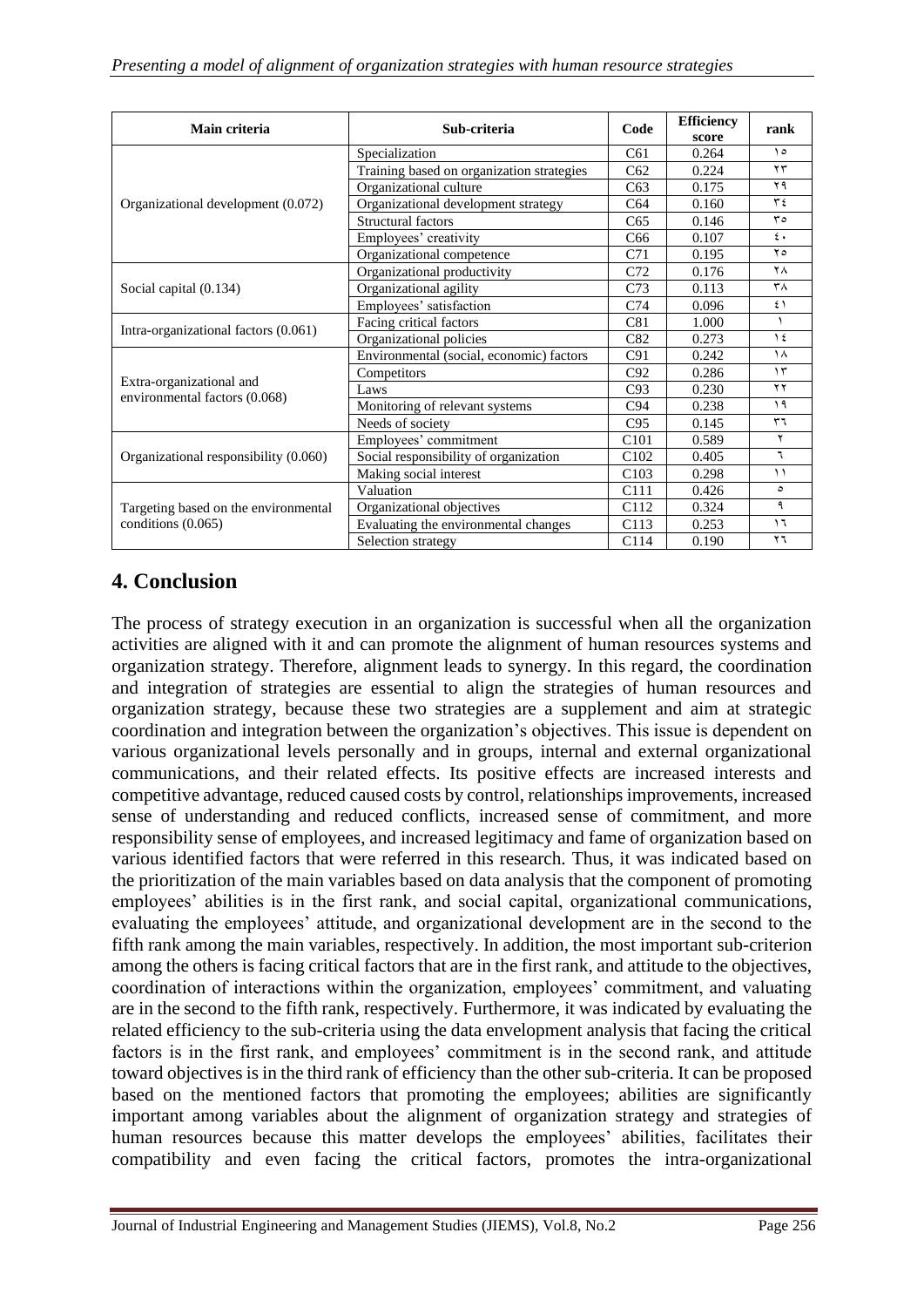| Main criteria | Sub-criteria | Code | Efficiency score | rank |
| --- | --- | --- | --- | --- |
| Organizational development (0.072) | Specialization | C61 | 0.264 | ١٥ |
| | Training based on organization strategies | C62 | 0.224 | ٢٣ |
| | Organizational culture | C63 | 0.175 | ٢٩ |
| | Organizational development strategy | C64 | 0.160 | ٣٤ |
| | Structural factors | C65 | 0.146 | ٣٥ |
| | Employees' creativity | C66 | 0.107 | ٤٠ |
| Social capital (0.134) | Organizational competence | C71 | 0.195 | ٢٥ |
| | Organizational productivity | C72 | 0.176 | ٢٨ |
| | Organizational agility | C73 | 0.113 | ٣٨ |
| | Employees' satisfaction | C74 | 0.096 | ٤١ |
| Intra-organizational factors (0.061) | Facing critical factors | C81 | 1.000 | ١ |
| | Organizational policies | C82 | 0.273 | ١٤ |
| Extra-organizational and environmental factors (0.068) | Environmental (social, economic) factors | C91 | 0.242 | ١٨ |
| | Competitors | C92 | 0.286 | ١٣ |
| | Laws | C93 | 0.230 | ٢٢ |
| | Monitoring of relevant systems | C94 | 0.238 | ١٩ |
| | Needs of society | C95 | 0.145 | ٣٦ |
| Organizational responsibility (0.060) | Employees' commitment | C101 | 0.589 | ٢ |
| | Social responsibility of organization | C102 | 0.405 | ٦ |
| | Making social interest | C103 | 0.298 | ١١ |
| Targeting based on the environmental conditions (0.065) | Valuation | C111 | 0.426 | ٥ |
| | Organizational objectives | C112 | 0.324 | ٩ |
| | Evaluating the environmental changes | C113 | 0.253 | ١٦ |
| | Selection strategy | C114 | 0.190 | ٢٦ |

## 4. Conclusion

The process of strategy execution in an organization is successful when all the organization activities are aligned with it and can promote the alignment of human resources systems and organization strategy. Therefore, alignment leads to synergy. In this regard, the coordination and integration of strategies are essential to align the strategies of human resources and organization strategy, because these two strategies are a supplement and aim at strategic coordination and integration between the organization's objectives. This issue is dependent on various organizational levels personally and in groups, internal and external organizational communications, and their related effects. Its positive effects are increased interests and competitive advantage, reduced caused costs by control, relationships improvements, increased sense of understanding and reduced conflicts, increased sense of commitment, and more responsibility sense of employees, and increased legitimacy and fame of organization based on various identified factors that were referred in this research. Thus, it was indicated based on the prioritization of the main variables based on data analysis that the component of promoting employees' abilities is in the first rank, and social capital, organizational communications, evaluating the employees' attitude, and organizational development are in the second to the fifth rank among the main variables, respectively. In addition, the most important sub-criterion among the others is facing critical factors that are in the first rank, and attitude to the objectives, coordination of interactions within the organization, employees' commitment, and valuating are in the second to the fifth rank, respectively. Furthermore, it was indicated by evaluating the related efficiency to the sub-criteria using the data envelopment analysis that facing the critical factors is in the first rank, and employees' commitment is in the second rank, and attitude toward objectives is in the third rank of efficiency than the other sub-criteria. It can be proposed based on the mentioned factors that promoting the employees; abilities are significantly important among variables about the alignment of organization strategy and strategies of human resources because this matter develops the employees' abilities, facilitates their compatibility and even facing the critical factors, promotes the intra-organizational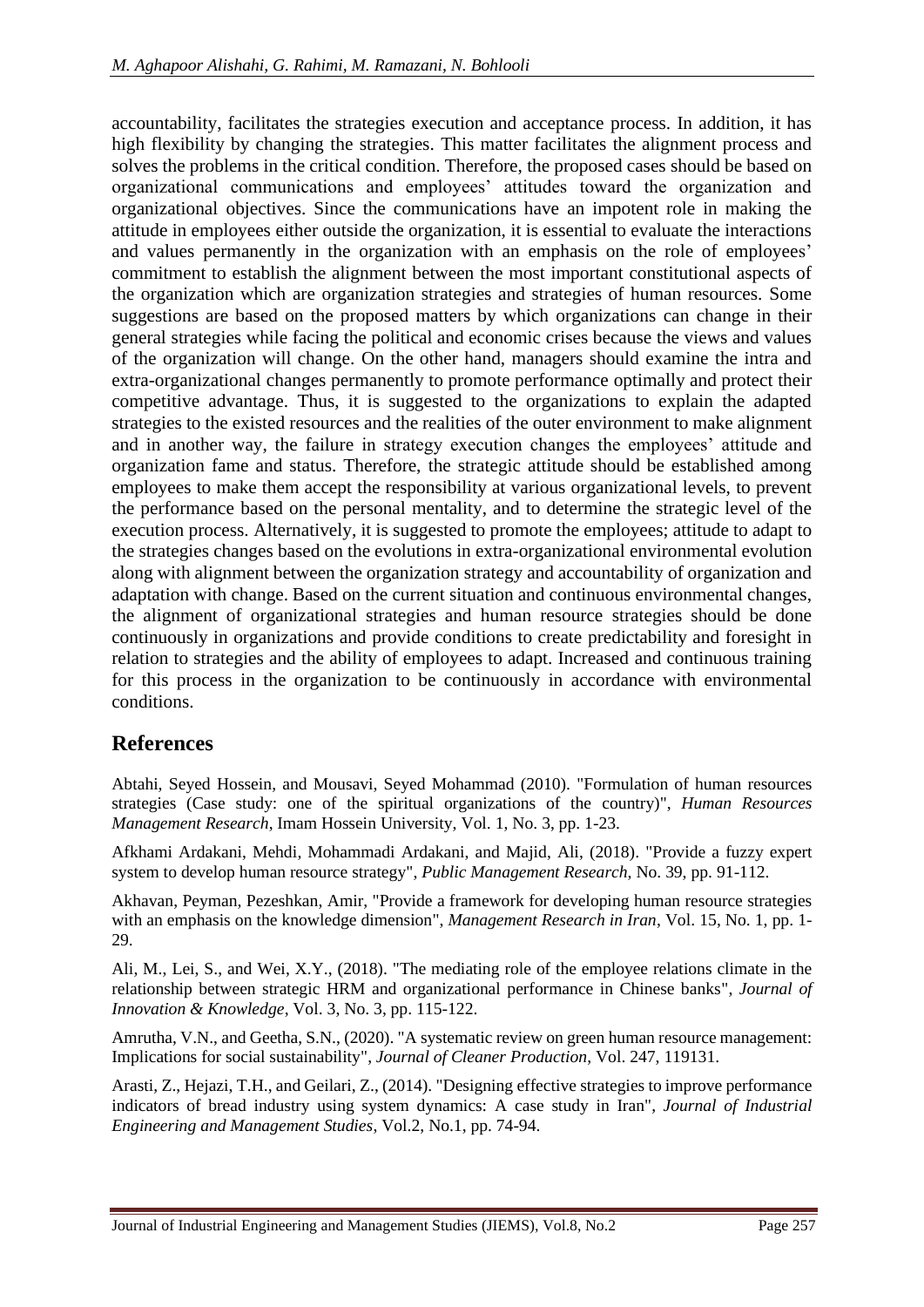accountability, facilitates the strategies execution and acceptance process. In addition, it has high flexibility by changing the strategies. This matter facilitates the alignment process and solves the problems in the critical condition. Therefore, the proposed cases should be based on organizational communications and employees' attitudes toward the organization and organizational objectives. Since the communications have an impotent role in making the attitude in employees either outside the organization, it is essential to evaluate the interactions and values permanently in the organization with an emphasis on the role of employees' commitment to establish the alignment between the most important constitutional aspects of the organization which are organization strategies and strategies of human resources. Some suggestions are based on the proposed matters by which organizations can change in their general strategies while facing the political and economic crises because the views and values of the organization will change. On the other hand, managers should examine the intra and extra-organizational changes permanently to promote performance optimally and protect their competitive advantage. Thus, it is suggested to the organizations to explain the adapted strategies to the existed resources and the realities of the outer environment to make alignment and in another way, the failure in strategy execution changes the employees' attitude and organization fame and status. Therefore, the strategic attitude should be established among employees to make them accept the responsibility at various organizational levels, to prevent the performance based on the personal mentality, and to determine the strategic level of the execution process. Alternatively, it is suggested to promote the employees; attitude to adapt to the strategies changes based on the evolutions in extra-organizational environmental evolution along with alignment between the organization strategy and accountability of organization and adaptation with change. Based on the current situation and continuous environmental changes, the alignment of organizational strategies and human resource strategies should be done continuously in organizations and provide conditions to create predictability and foresight in relation to strategies and the ability of employees to adapt. Increased and continuous training for this process in the organization to be continuously in accordance with environmental conditions.

## References

Abtahi, Seyed Hossein, and Mousavi, Seyed Mohammad (2010). "Formulation of human resources strategies (Case study: one of the spiritual organizations of the country)", *Human Resources Management Research*, Imam Hossein University, Vol. 1, No. 3, pp. 1-23.

Afkhami Ardakani, Mehdi, Mohammadi Ardakani, and Majid, Ali, (2018). "Provide a fuzzy expert system to develop human resource strategy", *Public Management Research*, No. 39, pp. 91-112.

Akhavan, Peyman, Pezeshkan, Amir, "Provide a framework for developing human resource strategies with an emphasis on the knowledge dimension", *Management Research in Iran*, Vol. 15, No. 1, pp. 1-29.

Ali, M., Lei, S., and Wei, X.Y., (2018). "The mediating role of the employee relations climate in the relationship between strategic HRM and organizational performance in Chinese banks", *Journal of Innovation & Knowledge*, Vol. 3, No. 3, pp. 115-122.

Amrutha, V.N., and Geetha, S.N., (2020). "A systematic review on green human resource management: Implications for social sustainability", *Journal of Cleaner Production*, Vol. 247, 119131.

Arasti, Z., Hejazi, T.H., and Geilari, Z., (2014). "Designing effective strategies to improve performance indicators of bread industry using system dynamics: A case study in Iran", *Journal of Industrial Engineering and Management Studies*, Vol.2, No.1, pp. 74-94.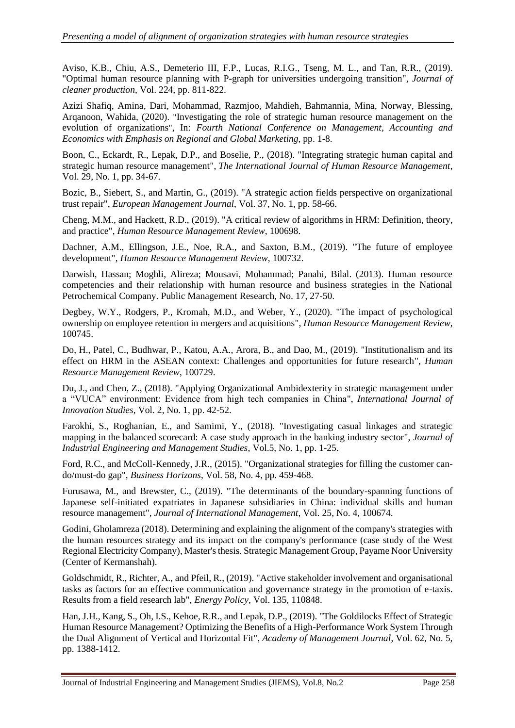Aviso, K.B., Chiu, A.S., Demeterio III, F.P., Lucas, R.I.G., Tseng, M. L., and Tan, R.R., (2019). "Optimal human resource planning with P-graph for universities undergoing transition", *Journal of cleaner production*, Vol. 224, pp. 811-822.

Azizi Shafiq, Amina, Dari, Mohammad, Razmjoo, Mahdieh, Bahmannia, Mina, Norway, Blessing, Arqanoon, Wahida, (2020). "Investigating the role of strategic human resource management on the evolution of organizations", In: *Fourth National Conference on Management, Accounting and Economics with Emphasis on Regional and Global Marketing*, pp. 1-8.

Boon, C., Eckardt, R., Lepak, D.P., and Boselie, P., (2018). "Integrating strategic human capital and strategic human resource management", *The International Journal of Human Resource Management*, Vol. 29, No. 1, pp. 34-67.

Bozic, B., Siebert, S., and Martin, G., (2019). "A strategic action fields perspective on organizational trust repair", *European Management Journal*, Vol. 37, No. 1, pp. 58-66.

Cheng, M.M., and Hackett, R.D., (2019). "A critical review of algorithms in HRM: Definition, theory, and practice", *Human Resource Management Review*, 100698.

Dachner, A.M., Ellingson, J.E., Noe, R.A., and Saxton, B.M., (2019). "The future of employee development", *Human Resource Management Review*, 100732.

Darwish, Hassan; Moghli, Alireza; Mousavi, Mohammad; Panahi, Bilal. (2013). Human resource competencies and their relationship with human resource and business strategies in the National Petrochemical Company. Public Management Research, No. 17, 27-50.

Degbey, W.Y., Rodgers, P., Kromah, M.D., and Weber, Y., (2020). "The impact of psychological ownership on employee retention in mergers and acquisitions", *Human Resource Management Review*, 100745.

Do, H., Patel, C., Budhwar, P., Katou, A.A., Arora, B., and Dao, M., (2019). "Institutionalism and its effect on HRM in the ASEAN context: Challenges and opportunities for future research", *Human Resource Management Review*, 100729.

Du, J., and Chen, Z., (2018). "Applying Organizational Ambidexterity in strategic management under a "VUCA" environment: Evidence from high tech companies in China", *International Journal of Innovation Studies*, Vol. 2, No. 1, pp. 42-52.

Farokhi, S., Roghanian, E., and Samimi, Y., (2018). "Investigating casual linkages and strategic mapping in the balanced scorecard: A case study approach in the banking industry sector", *Journal of Industrial Engineering and Management Studies*, Vol.5, No. 1, pp. 1-25.

Ford, R.C., and McColl-Kennedy, J.R., (2015). "Organizational strategies for filling the customer can-do/must-do gap", *Business Horizons*, Vol. 58, No. 4, pp. 459-468.

Furusawa, M., and Brewster, C., (2019). "The determinants of the boundary-spanning functions of Japanese self-initiated expatriates in Japanese subsidiaries in China: individual skills and human resource management", *Journal of International Management*, Vol. 25, No. 4, 100674.

Godini, Gholamreza (2018). Determining and explaining the alignment of the company's strategies with the human resources strategy and its impact on the company's performance (case study of the West Regional Electricity Company), Master's thesis. Strategic Management Group, Payame Noor University (Center of Kermanshah).

Goldschmidt, R., Richter, A., and Pfeil, R., (2019). "Active stakeholder involvement and organisational tasks as factors for an effective communication and governance strategy in the promotion of e-taxis. Results from a field research lab", *Energy Policy*, Vol. 135, 110848.

Han, J.H., Kang, S., Oh, I.S., Kehoe, R.R., and Lepak, D.P., (2019). "The Goldilocks Effect of Strategic Human Resource Management? Optimizing the Benefits of a High-Performance Work System Through the Dual Alignment of Vertical and Horizontal Fit", *Academy of Management Journal*, Vol. 62, No. 5, pp. 1388-1412.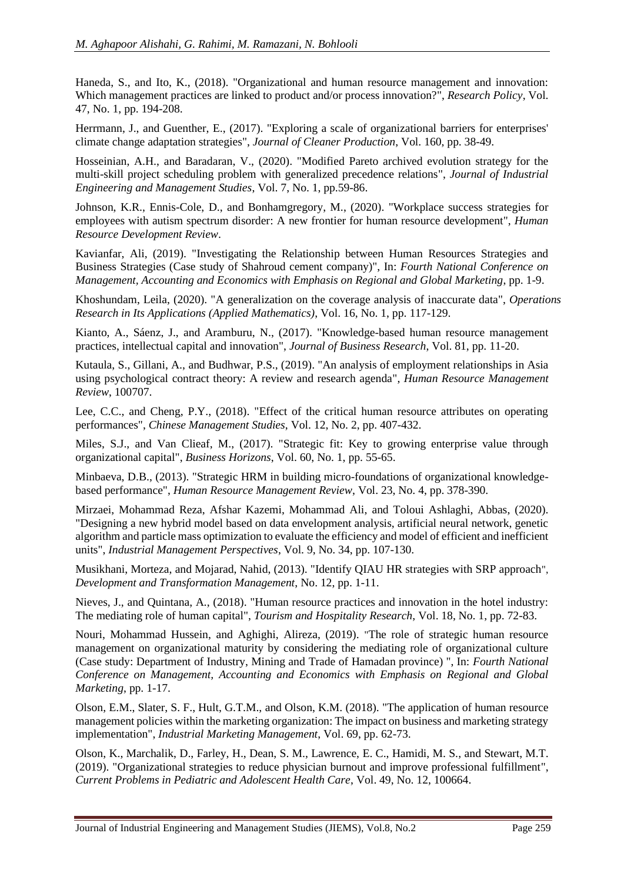Haneda, S., and Ito, K., (2018). "Organizational and human resource management and innovation: Which management practices are linked to product and/or process innovation?", *Research Policy*, Vol. 47, No. 1, pp. 194-208.

Herrmann, J., and Guenther, E., (2017). "Exploring a scale of organizational barriers for enterprises' climate change adaptation strategies", *Journal of Cleaner Production*, Vol. 160, pp. 38-49.

Hosseinian, A.H., and Baradaran, V., (2020). "Modified Pareto archived evolution strategy for the multi-skill project scheduling problem with generalized precedence relations", *Journal of Industrial Engineering and Management Studies*, Vol. 7, No. 1, pp.59-86.

Johnson, K.R., Ennis-Cole, D., and Bonhamgregory, M., (2020). "Workplace success strategies for employees with autism spectrum disorder: A new frontier for human resource development", *Human Resource Development Review*.

Kavianfar, Ali, (2019). "Investigating the Relationship between Human Resources Strategies and Business Strategies (Case study of Shahroud cement company)", In: *Fourth National Conference on Management, Accounting and Economics with Emphasis on Regional and Global Marketing*, pp. 1-9.

Khoshundam, Leila, (2020). "A generalization on the coverage analysis of inaccurate data", *Operations Research in Its Applications (Applied Mathematics)*, Vol. 16, No. 1, pp. 117-129.

Kianto, A., Sáenz, J., and Aramburu, N., (2017). "Knowledge-based human resource management practices, intellectual capital and innovation", *Journal of Business Research*, Vol. 81, pp. 11-20.

Kutaula, S., Gillani, A., and Budhwar, P.S., (2019). "An analysis of employment relationships in Asia using psychological contract theory: A review and research agenda", *Human Resource Management Review*, 100707.

Lee, C.C., and Cheng, P.Y., (2018). "Effect of the critical human resource attributes on operating performances", *Chinese Management Studies*, Vol. 12, No. 2, pp. 407-432.

Miles, S.J., and Van Clieaf, M., (2017). "Strategic fit: Key to growing enterprise value through organizational capital", *Business Horizons*, Vol. 60, No. 1, pp. 55-65.

Minbaeva, D.B., (2013). "Strategic HRM in building micro-foundations of organizational knowledge-based performance", *Human Resource Management Review*, Vol. 23, No. 4, pp. 378-390.

Mirzaei, Mohammad Reza, Afshar Kazemi, Mohammad Ali, and Toloui Ashlaghi, Abbas, (2020). "Designing a new hybrid model based on data envelopment analysis, artificial neural network, genetic algorithm and particle mass optimization to evaluate the efficiency and model of efficient and inefficient units", *Industrial Management Perspectives*, Vol. 9, No. 34, pp. 107-130.

Musikhani, Morteza, and Mojarad, Nahid, (2013). "Identify QIAU HR strategies with SRP approach", *Development and Transformation Management*, No. 12, pp. 1-11.

Nieves, J., and Quintana, A., (2018). "Human resource practices and innovation in the hotel industry: The mediating role of human capital", *Tourism and Hospitality Research*, Vol. 18, No. 1, pp. 72-83.

Nouri, Mohammad Hussein, and Aghighi, Alireza, (2019). "The role of strategic human resource management on organizational maturity by considering the mediating role of organizational culture (Case study: Department of Industry, Mining and Trade of Hamadan province) ", In: *Fourth National Conference on Management, Accounting and Economics with Emphasis on Regional and Global Marketing*, pp. 1-17.

Olson, E.M., Slater, S. F., Hult, G.T.M., and Olson, K.M. (2018). "The application of human resource management policies within the marketing organization: The impact on business and marketing strategy implementation", *Industrial Marketing Management*, Vol. 69, pp. 62-73.

Olson, K., Marchalik, D., Farley, H., Dean, S. M., Lawrence, E. C., Hamidi, M. S., and Stewart, M.T. (2019). "Organizational strategies to reduce physician burnout and improve professional fulfillment", *Current Problems in Pediatric and Adolescent Health Care*, Vol. 49, No. 12, 100664.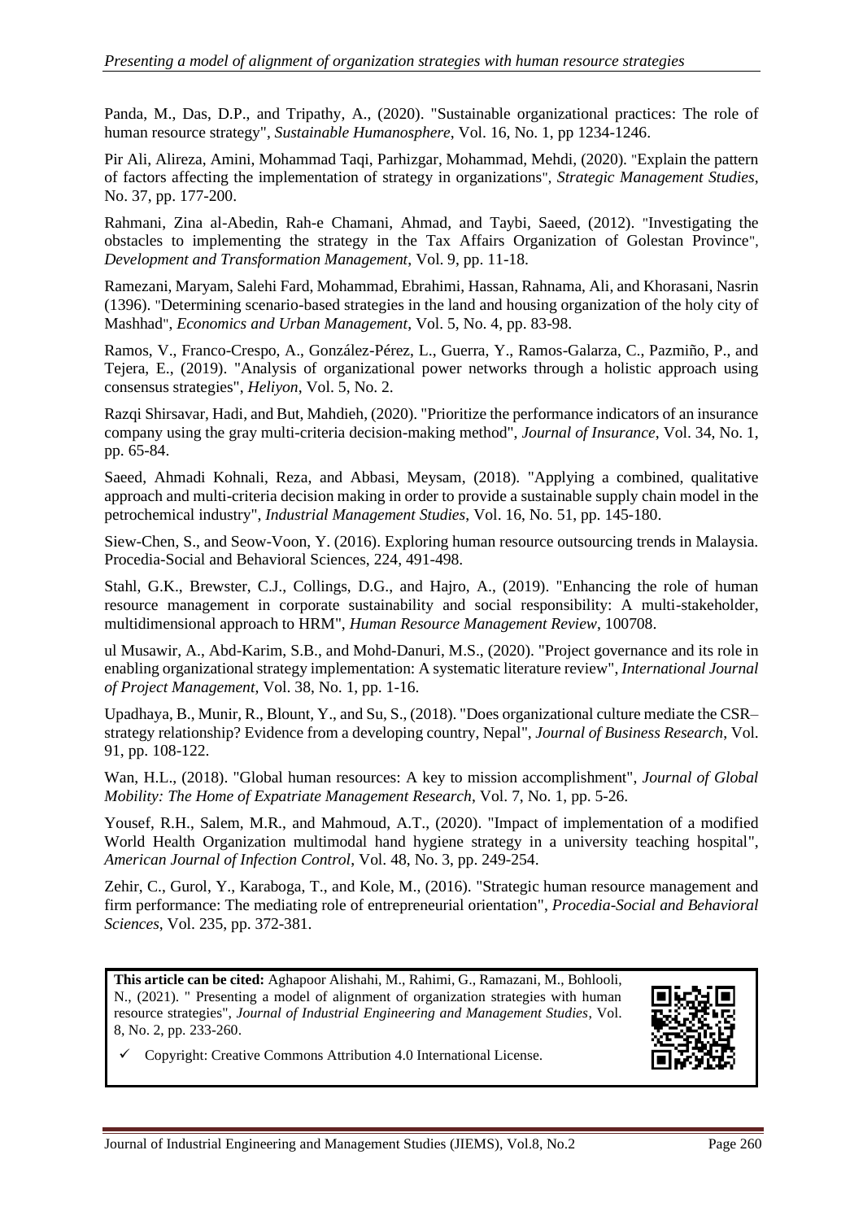Panda, M., Das, D.P., and Tripathy, A., (2020). "Sustainable organizational practices: The role of human resource strategy", *Sustainable Humanosphere*, Vol. 16, No. 1, pp 1234-1246.

Pir Ali, Alireza, Amini, Mohammad Taqi, Parhizgar, Mohammad, Mehdi, (2020). "Explain the pattern of factors affecting the implementation of strategy in organizations", *Strategic Management Studies*, No. 37, pp. 177-200.

Rahmani, Zina al-Abedin, Rah-e Chamani, Ahmad, and Taybi, Saeed, (2012). "Investigating the obstacles to implementing the strategy in the Tax Affairs Organization of Golestan Province", *Development and Transformation Management*, Vol. 9, pp. 11-18.

Ramezani, Maryam, Salehi Fard, Mohammad, Ebrahimi, Hassan, Rahnama, Ali, and Khorasani, Nasrin (1396). "Determining scenario-based strategies in the land and housing organization of the holy city of Mashhad", *Economics and Urban Management*, Vol. 5, No. 4, pp. 83-98.

Ramos, V., Franco-Crespo, A., González-Pérez, L., Guerra, Y., Ramos-Galarza, C., Pazmiño, P., and Tejera, E., (2019). "Analysis of organizational power networks through a holistic approach using consensus strategies", *Heliyon*, Vol. 5, No. 2.

Razqi Shirsavar, Hadi, and But, Mahdieh, (2020). "Prioritize the performance indicators of an insurance company using the gray multi-criteria decision-making method", *Journal of Insurance*, Vol. 34, No. 1, pp. 65-84.

Saeed, Ahmadi Kohnali, Reza, and Abbasi, Meysam, (2018). "Applying a combined, qualitative approach and multi-criteria decision making in order to provide a sustainable supply chain model in the petrochemical industry", *Industrial Management Studies*, Vol. 16, No. 51, pp. 145-180.

Siew-Chen, S., and Seow-Voon, Y. (2016). Exploring human resource outsourcing trends in Malaysia. Procedia-Social and Behavioral Sciences, 224, 491-498.

Stahl, G.K., Brewster, C.J., Collings, D.G., and Hajro, A., (2019). "Enhancing the role of human resource management in corporate sustainability and social responsibility: A multi-stakeholder, multidimensional approach to HRM", *Human Resource Management Review*, 100708.

ul Musawir, A., Abd-Karim, S.B., and Mohd-Danuri, M.S., (2020). "Project governance and its role in enabling organizational strategy implementation: A systematic literature review", *International Journal of Project Management*, Vol. 38, No. 1, pp. 1-16.

Upadhaya, B., Munir, R., Blount, Y., and Su, S., (2018). "Does organizational culture mediate the CSR–strategy relationship? Evidence from a developing country, Nepal", *Journal of Business Research*, Vol. 91, pp. 108-122.

Wan, H.L., (2018). "Global human resources: A key to mission accomplishment", *Journal of Global Mobility: The Home of Expatriate Management Research*, Vol. 7, No. 1, pp. 5-26.

Yousef, R.H., Salem, M.R., and Mahmoud, A.T., (2020). "Impact of implementation of a modified World Health Organization multimodal hand hygiene strategy in a university teaching hospital", *American Journal of Infection Control*, Vol. 48, No. 3, pp. 249-254.

Zehir, C., Gurol, Y., Karaboga, T., and Kole, M., (2016). "Strategic human resource management and firm performance: The mediating role of entrepreneurial orientation", *Procedia-Social and Behavioral Sciences*, Vol. 235, pp. 372-381.

**This article can be cited:** Aghapoor Alishahi, M., Rahimi, G., Ramazani, M., Bohlooli, N., (2021). " Presenting a model of alignment of organization strategies with human resource strategies", *Journal of Industrial Engineering and Management Studies*, Vol. 8, No. 2, pp. 233-260.

- ✓ Copyright: Creative Commons Attribution 4.0 International License.